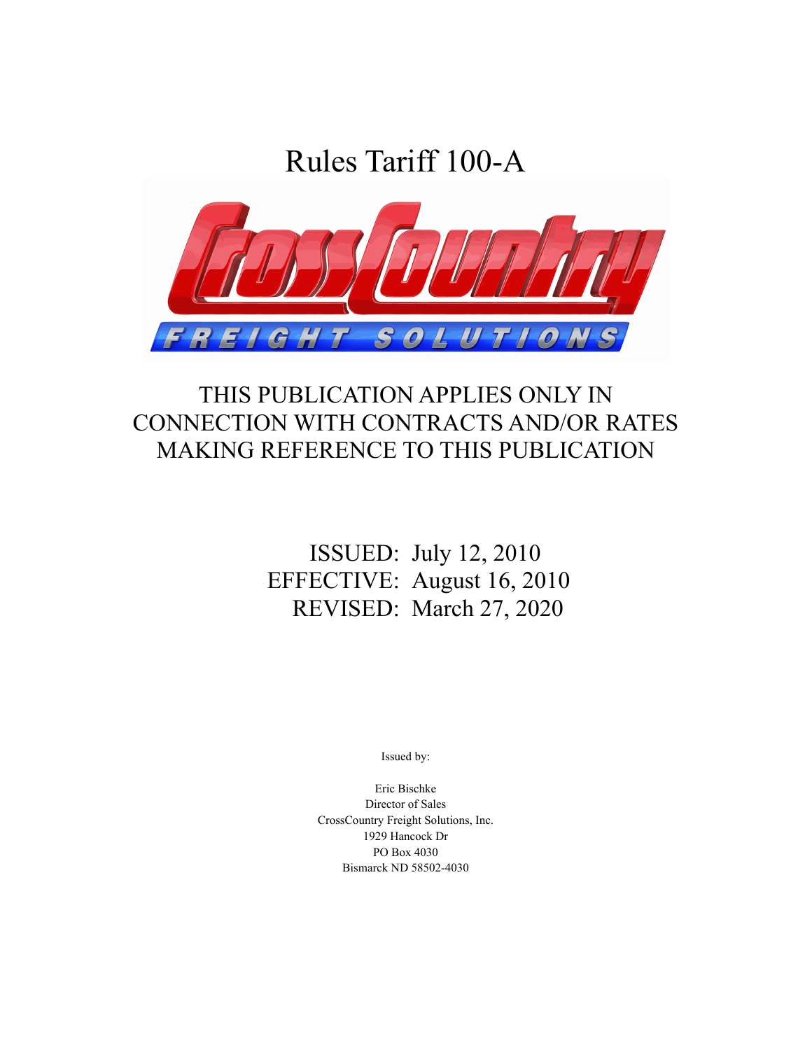# Rules Tariff 100-A

CrossCountry

FREIGHT SOLUTIONS

## THIS PUBLICATION APPLIES ONLY IN CONNECTION WITH CONTRACTS AND/OR RATES MAKING REFERENCE TO THIS PUBLICATION

ISSUED: July 12, 2010
EFFECTIVE: August 16, 2010
REVISED: March 27, 2020

Issued by:

Eric Bischke
Director of Sales
CrossCountry Freight Solutions, Inc.
1929 Hancock Dr
PO Box 4030
Bismarck ND 58502-4030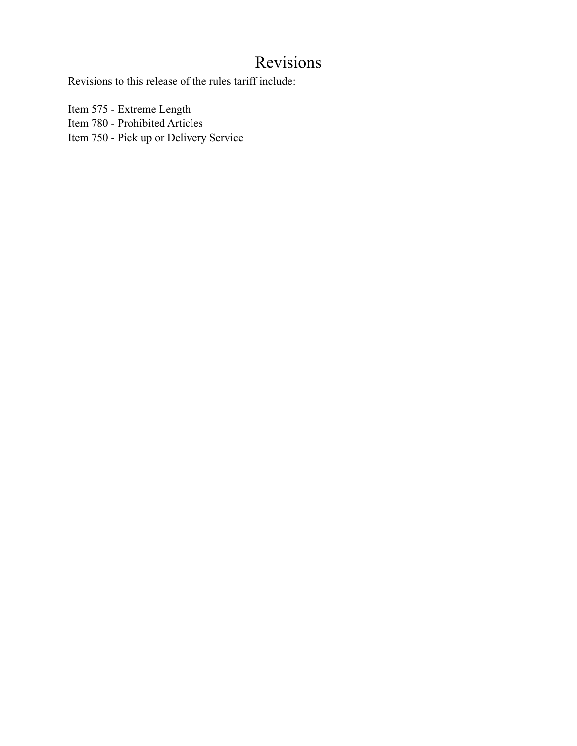# Revisions

Revisions to this release of the rules tariff include:

Item 575 - Extreme Length
Item 780 - Prohibited Articles
Item 750 - Pick up or Delivery Service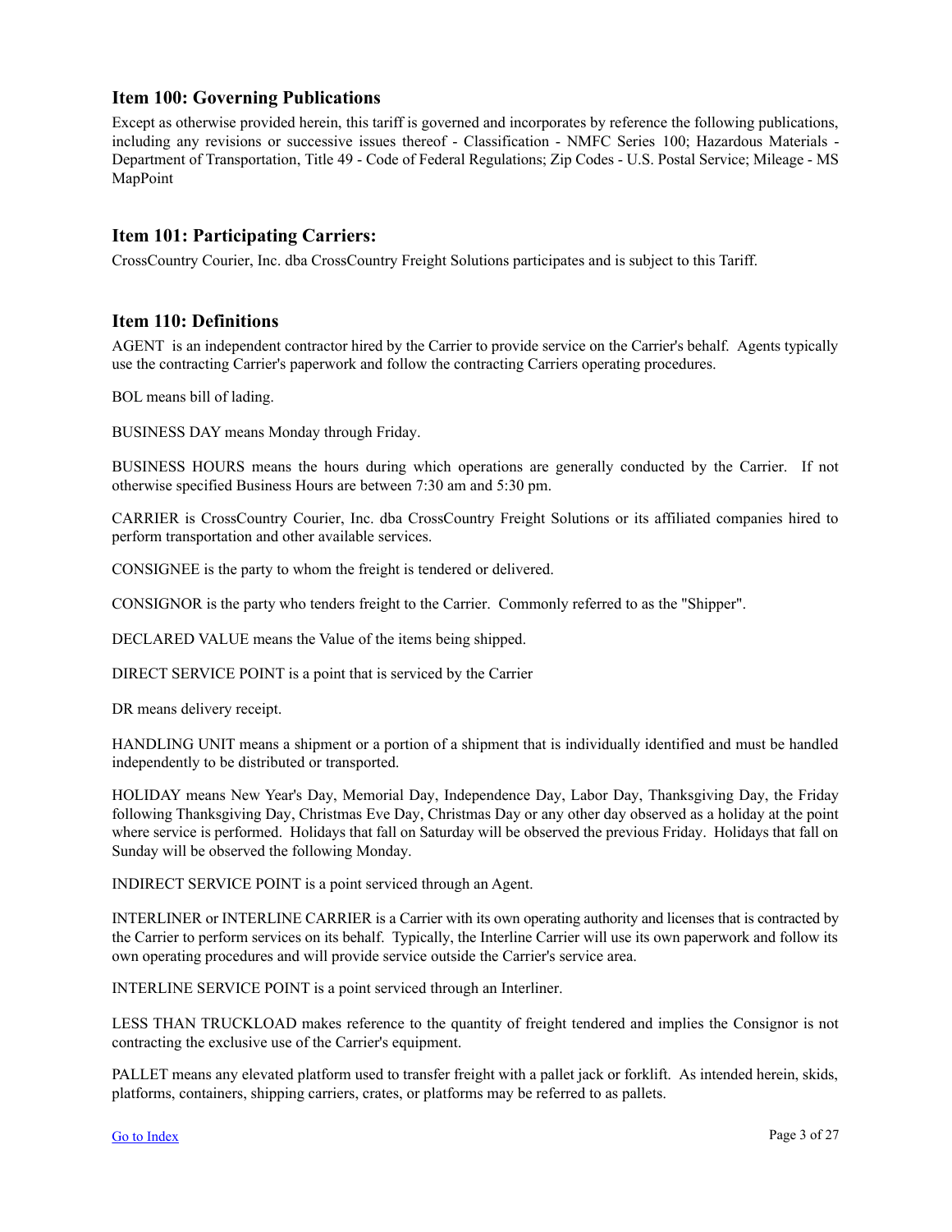## Item 100: Governing Publications

Except as otherwise provided herein, this tariff is governed and incorporates by reference the following publications, including any revisions or successive issues thereof - Classification - NMFC Series 100; Hazardous Materials - Department of Transportation, Title 49 - Code of Federal Regulations; Zip Codes - U.S. Postal Service; Mileage - MS MapPoint

## Item 101: Participating Carriers:

CrossCountry Courier, Inc. dba CrossCountry Freight Solutions participates and is subject to this Tariff.

## Item 110: Definitions

AGENT is an independent contractor hired by the Carrier to provide service on the Carrier's behalf. Agents typically use the contracting Carrier's paperwork and follow the contracting Carriers operating procedures.

BOL means bill of lading.

BUSINESS DAY means Monday through Friday.

BUSINESS HOURS means the hours during which operations are generally conducted by the Carrier. If not otherwise specified Business Hours are between 7:30 am and 5:30 pm.

CARRIER is CrossCountry Courier, Inc. dba CrossCountry Freight Solutions or its affiliated companies hired to perform transportation and other available services.

CONSIGNEE is the party to whom the freight is tendered or delivered.

CONSIGNOR is the party who tenders freight to the Carrier. Commonly referred to as the "Shipper".

DECLARED VALUE means the Value of the items being shipped.

DIRECT SERVICE POINT is a point that is serviced by the Carrier

DR means delivery receipt.

HANDLING UNIT means a shipment or a portion of a shipment that is individually identified and must be handled independently to be distributed or transported.

HOLIDAY means New Year's Day, Memorial Day, Independence Day, Labor Day, Thanksgiving Day, the Friday following Thanksgiving Day, Christmas Eve Day, Christmas Day or any other day observed as a holiday at the point where service is performed. Holidays that fall on Saturday will be observed the previous Friday. Holidays that fall on Sunday will be observed the following Monday.

INDIRECT SERVICE POINT is a point serviced through an Agent.

INTERLINER or INTERLINE CARRIER is a Carrier with its own operating authority and licenses that is contracted by the Carrier to perform services on its behalf. Typically, the Interline Carrier will use its own paperwork and follow its own operating procedures and will provide service outside the Carrier's service area.

INTERLINE SERVICE POINT is a point serviced through an Interliner.

LESS THAN TRUCKLOAD makes reference to the quantity of freight tendered and implies the Consignor is not contracting the exclusive use of the Carrier's equipment.

PALLET means any elevated platform used to transfer freight with a pallet jack or forklift. As intended herein, skids, platforms, containers, shipping carriers, crates, or platforms may be referred to as pallets.

Go to Index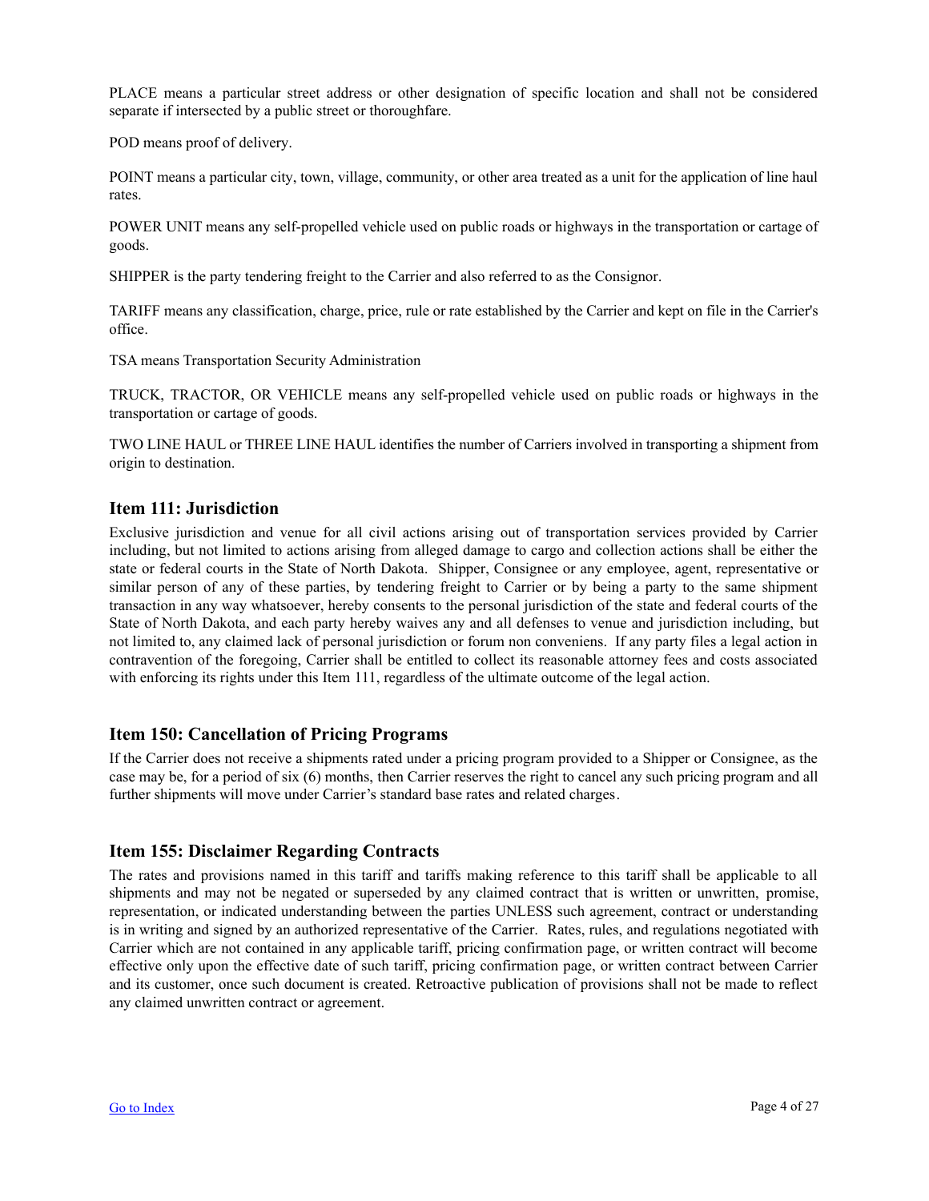PLACE means a particular street address or other designation of specific location and shall not be considered separate if intersected by a public street or thoroughfare.

POD means proof of delivery.

POINT means a particular city, town, village, community, or other area treated as a unit for the application of line haul rates.

POWER UNIT means any self-propelled vehicle used on public roads or highways in the transportation or cartage of goods.

SHIPPER is the party tendering freight to the Carrier and also referred to as the Consignor.

TARIFF means any classification, charge, price, rule or rate established by the Carrier and kept on file in the Carrier's office.

TSA means Transportation Security Administration

TRUCK, TRACTOR, OR VEHICLE means any self-propelled vehicle used on public roads or highways in the transportation or cartage of goods.

TWO LINE HAUL or THREE LINE HAUL identifies the number of Carriers involved in transporting a shipment from origin to destination.

## Item 111: Jurisdiction

Exclusive jurisdiction and venue for all civil actions arising out of transportation services provided by Carrier including, but not limited to actions arising from alleged damage to cargo and collection actions shall be either the state or federal courts in the State of North Dakota. Shipper, Consignee or any employee, agent, representative or similar person of any of these parties, by tendering freight to Carrier or by being a party to the same shipment transaction in any way whatsoever, hereby consents to the personal jurisdiction of the state and federal courts of the State of North Dakota, and each party hereby waives any and all defenses to venue and jurisdiction including, but not limited to, any claimed lack of personal jurisdiction or forum non conveniens. If any party files a legal action in contravention of the foregoing, Carrier shall be entitled to collect its reasonable attorney fees and costs associated with enforcing its rights under this Item 111, regardless of the ultimate outcome of the legal action.

## Item 150: Cancellation of Pricing Programs

If the Carrier does not receive a shipments rated under a pricing program provided to a Shipper or Consignee, as the case may be, for a period of six (6) months, then Carrier reserves the right to cancel any such pricing program and all further shipments will move under Carrier's standard base rates and related charges.

## Item 155: Disclaimer Regarding Contracts

The rates and provisions named in this tariff and tariffs making reference to this tariff shall be applicable to all shipments and may not be negated or superseded by any claimed contract that is written or unwritten, promise, representation, or indicated understanding between the parties UNLESS such agreement, contract or understanding is in writing and signed by an authorized representative of the Carrier. Rates, rules, and regulations negotiated with Carrier which are not contained in any applicable tariff, pricing confirmation page, or written contract will become effective only upon the effective date of such tariff, pricing confirmation page, or written contract between Carrier and its customer, once such document is created. Retroactive publication of provisions shall not be made to reflect any claimed unwritten contract or agreement.

Go to Index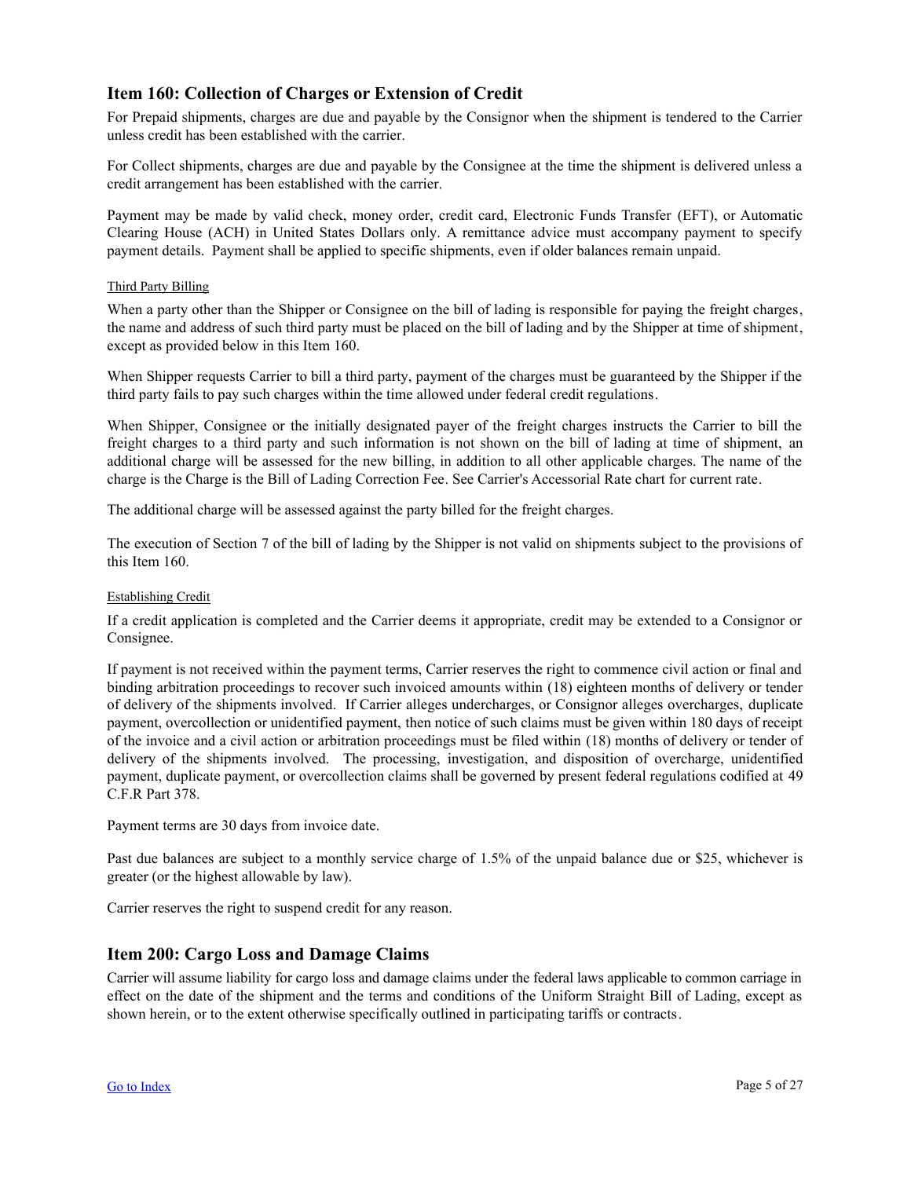## Item 160: Collection of Charges or Extension of Credit

For Prepaid shipments, charges are due and payable by the Consignor when the shipment is tendered to the Carrier unless credit has been established with the carrier.

For Collect shipments, charges are due and payable by the Consignee at the time the shipment is delivered unless a credit arrangement has been established with the carrier.

Payment may be made by valid check, money order, credit card, Electronic Funds Transfer (EFT), or Automatic Clearing House (ACH) in United States Dollars only. A remittance advice must accompany payment to specify payment details. Payment shall be applied to specific shipments, even if older balances remain unpaid.

### Third Party Billing

When a party other than the Shipper or Consignee on the bill of lading is responsible for paying the freight charges, the name and address of such third party must be placed on the bill of lading and by the Shipper at time of shipment, except as provided below in this Item 160.

When Shipper requests Carrier to bill a third party, payment of the charges must be guaranteed by the Shipper if the third party fails to pay such charges within the time allowed under federal credit regulations.

When Shipper, Consignee or the initially designated payer of the freight charges instructs the Carrier to bill the freight charges to a third party and such information is not shown on the bill of lading at time of shipment, an additional charge will be assessed for the new billing, in addition to all other applicable charges. The name of the charge is the Charge is the Bill of Lading Correction Fee. See Carrier's Accessorial Rate chart for current rate.

The additional charge will be assessed against the party billed for the freight charges.

The execution of Section 7 of the bill of lading by the Shipper is not valid on shipments subject to the provisions of this Item 160.

### Establishing Credit

If a credit application is completed and the Carrier deems it appropriate, credit may be extended to a Consignor or Consignee.

If payment is not received within the payment terms, Carrier reserves the right to commence civil action or final and binding arbitration proceedings to recover such invoiced amounts within (18) eighteen months of delivery or tender of delivery of the shipments involved. If Carrier alleges undercharges, or Consignor alleges overcharges, duplicate payment, overcollection or unidentified payment, then notice of such claims must be given within 180 days of receipt of the invoice and a civil action or arbitration proceedings must be filed within (18) months of delivery or tender of delivery of the shipments involved. The processing, investigation, and disposition of overcharge, unidentified payment, duplicate payment, or overcollection claims shall be governed by present federal regulations codified at 49 C.F.R Part 378.

Payment terms are 30 days from invoice date.

Past due balances are subject to a monthly service charge of 1.5% of the unpaid balance due or $25, whichever is greater (or the highest allowable by law).

Carrier reserves the right to suspend credit for any reason.

## Item 200: Cargo Loss and Damage Claims

Carrier will assume liability for cargo loss and damage claims under the federal laws applicable to common carriage in effect on the date of the shipment and the terms and conditions of the Uniform Straight Bill of Lading, except as shown herein, or to the extent otherwise specifically outlined in participating tariffs or contracts.

[Go to Index]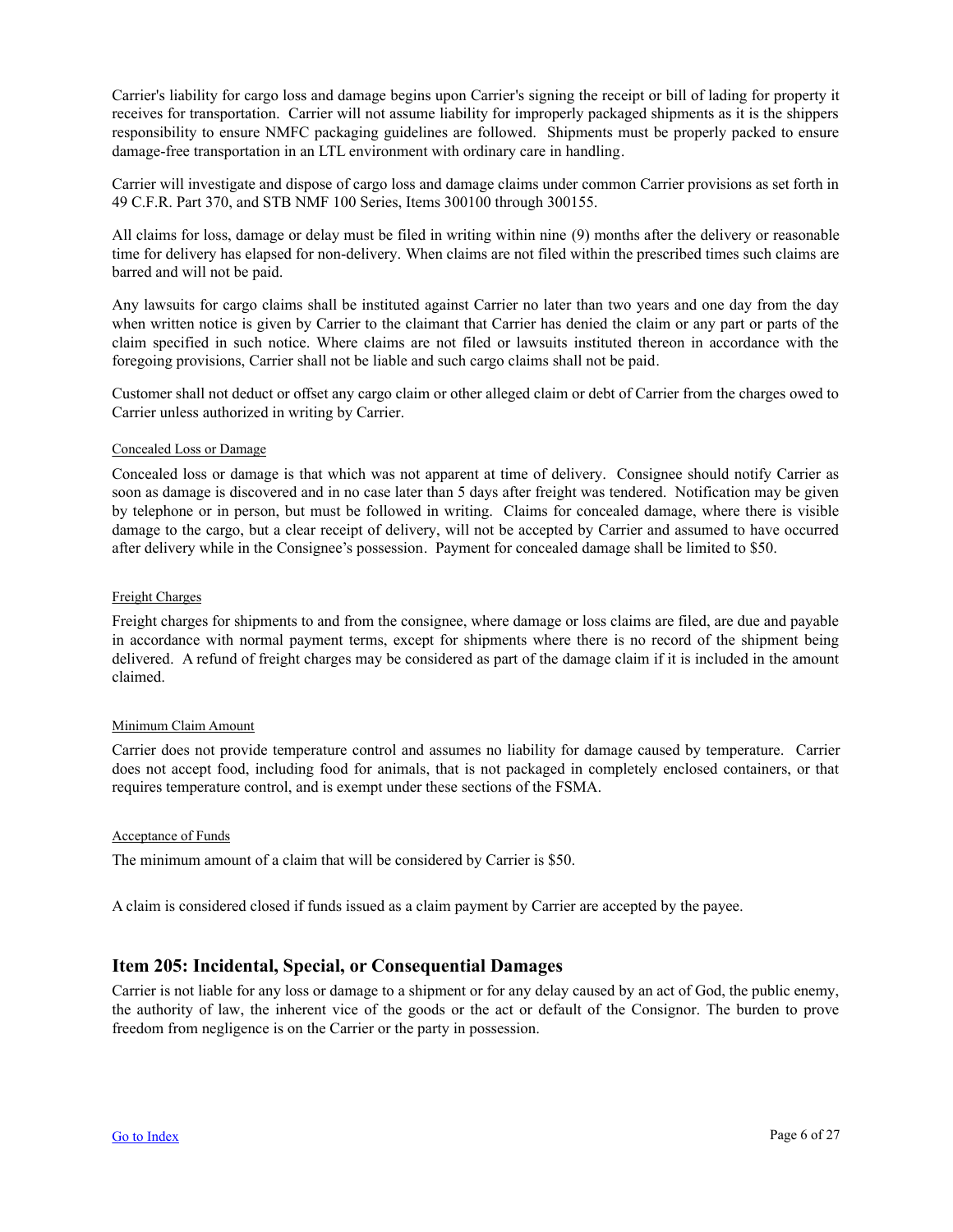Carrier's liability for cargo loss and damage begins upon Carrier's signing the receipt or bill of lading for property it receives for transportation. Carrier will not assume liability for improperly packaged shipments as it is the shippers responsibility to ensure NMFC packaging guidelines are followed. Shipments must be properly packed to ensure damage-free transportation in an LTL environment with ordinary care in handling.

Carrier will investigate and dispose of cargo loss and damage claims under common Carrier provisions as set forth in 49 C.F.R. Part 370, and STB NMF 100 Series, Items 300100 through 300155.

All claims for loss, damage or delay must be filed in writing within nine (9) months after the delivery or reasonable time for delivery has elapsed for non-delivery. When claims are not filed within the prescribed times such claims are barred and will not be paid.

Any lawsuits for cargo claims shall be instituted against Carrier no later than two years and one day from the day when written notice is given by Carrier to the claimant that Carrier has denied the claim or any part or parts of the claim specified in such notice. Where claims are not filed or lawsuits instituted thereon in accordance with the foregoing provisions, Carrier shall not be liable and such cargo claims shall not be paid.

Customer shall not deduct or offset any cargo claim or other alleged claim or debt of Carrier from the charges owed to Carrier unless authorized in writing by Carrier.

Concealed Loss or Damage

Concealed loss or damage is that which was not apparent at time of delivery. Consignee should notify Carrier as soon as damage is discovered and in no case later than 5 days after freight was tendered. Notification may be given by telephone or in person, but must be followed in writing. Claims for concealed damage, where there is visible damage to the cargo, but a clear receipt of delivery, will not be accepted by Carrier and assumed to have occurred after delivery while in the Consignee's possession. Payment for concealed damage shall be limited to $50.

Freight Charges

Freight charges for shipments to and from the consignee, where damage or loss claims are filed, are due and payable in accordance with normal payment terms, except for shipments where there is no record of the shipment being delivered. A refund of freight charges may be considered as part of the damage claim if it is included in the amount claimed.

Minimum Claim Amount

Carrier does not provide temperature control and assumes no liability for damage caused by temperature. Carrier does not accept food, including food for animals, that is not packaged in completely enclosed containers, or that requires temperature control, and is exempt under these sections of the FSMA.

Acceptance of Funds

The minimum amount of a claim that will be considered by Carrier is $50.

A claim is considered closed if funds issued as a claim payment by Carrier are accepted by the payee.

## Item 205: Incidental, Special, or Consequential Damages

Carrier is not liable for any loss or damage to a shipment or for any delay caused by an act of God, the public enemy, the authority of law, the inherent vice of the goods or the act or default of the Consignor. The burden to prove freedom from negligence is on the Carrier or the party in possession.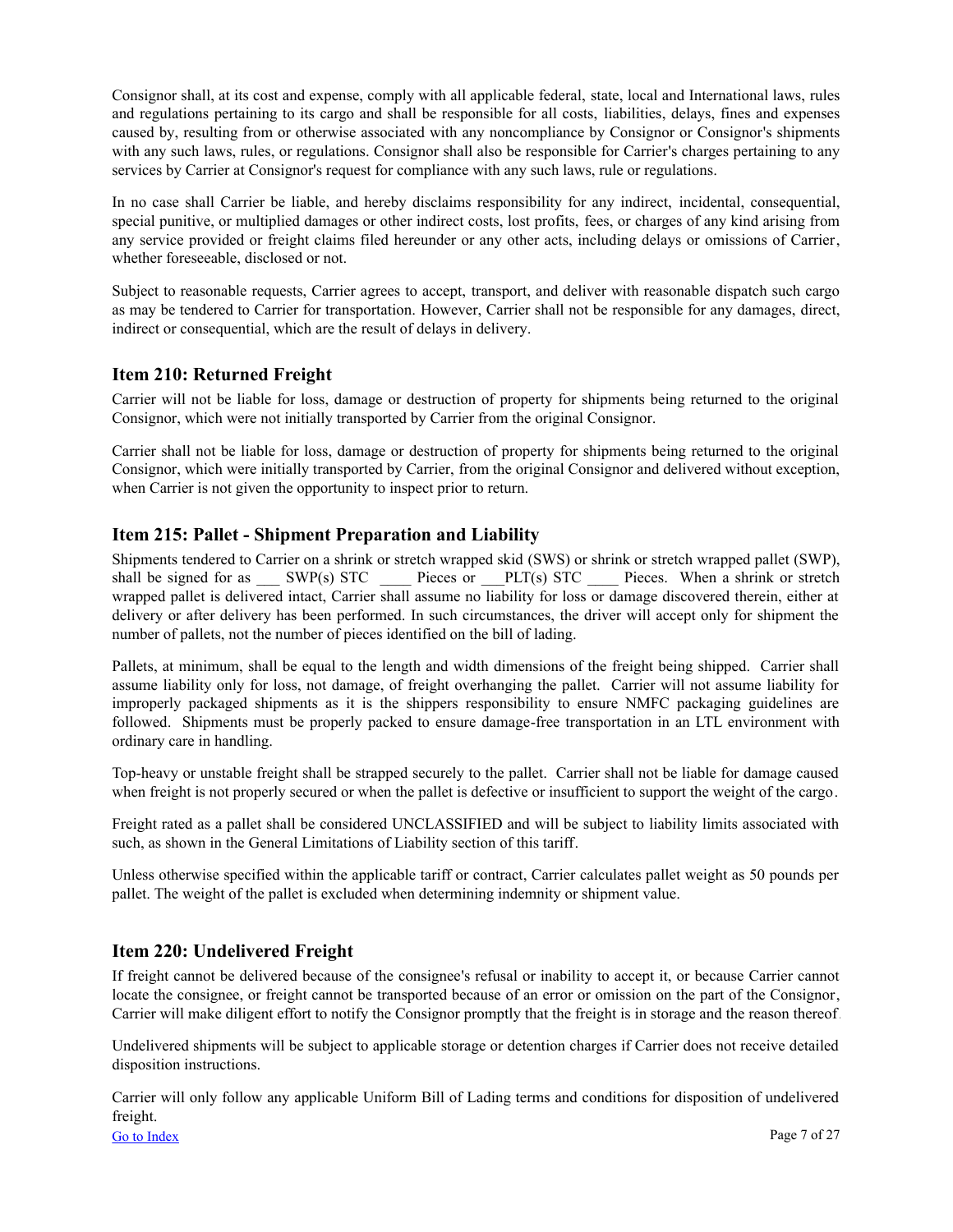Consignor shall, at its cost and expense, comply with all applicable federal, state, local and International laws, rules and regulations pertaining to its cargo and shall be responsible for all costs, liabilities, delays, fines and expenses caused by, resulting from or otherwise associated with any noncompliance by Consignor or Consignor's shipments with any such laws, rules, or regulations. Consignor shall also be responsible for Carrier's charges pertaining to any services by Carrier at Consignor's request for compliance with any such laws, rule or regulations.

In no case shall Carrier be liable, and hereby disclaims responsibility for any indirect, incidental, consequential, special punitive, or multiplied damages or other indirect costs, lost profits, fees, or charges of any kind arising from any service provided or freight claims filed hereunder or any other acts, including delays or omissions of Carrier, whether foreseeable, disclosed or not.

Subject to reasonable requests, Carrier agrees to accept, transport, and deliver with reasonable dispatch such cargo as may be tendered to Carrier for transportation. However, Carrier shall not be responsible for any damages, direct, indirect or consequential, which are the result of delays in delivery.

## Item 210: Returned Freight

Carrier will not be liable for loss, damage or destruction of property for shipments being returned to the original Consignor, which were not initially transported by Carrier from the original Consignor.

Carrier shall not be liable for loss, damage or destruction of property for shipments being returned to the original Consignor, which were initially transported by Carrier, from the original Consignor and delivered without exception, when Carrier is not given the opportunity to inspect prior to return.

## Item 215: Pallet - Shipment Preparation and Liability

Shipments tendered to Carrier on a shrink or stretch wrapped skid (SWS) or shrink or stretch wrapped pallet (SWP), shall be signed for as ___ SWP(s) STC ____ Pieces or ___PLT(s) STC ____ Pieces. When a shrink or stretch wrapped pallet is delivered intact, Carrier shall assume no liability for loss or damage discovered therein, either at delivery or after delivery has been performed. In such circumstances, the driver will accept only for shipment the number of pallets, not the number of pieces identified on the bill of lading.

Pallets, at minimum, shall be equal to the length and width dimensions of the freight being shipped. Carrier shall assume liability only for loss, not damage, of freight overhanging the pallet. Carrier will not assume liability for improperly packaged shipments as it is the shippers responsibility to ensure NMFC packaging guidelines are followed. Shipments must be properly packed to ensure damage-free transportation in an LTL environment with ordinary care in handling.

Top-heavy or unstable freight shall be strapped securely to the pallet. Carrier shall not be liable for damage caused when freight is not properly secured or when the pallet is defective or insufficient to support the weight of the cargo.

Freight rated as a pallet shall be considered UNCLASSIFIED and will be subject to liability limits associated with such, as shown in the General Limitations of Liability section of this tariff.

Unless otherwise specified within the applicable tariff or contract, Carrier calculates pallet weight as 50 pounds per pallet. The weight of the pallet is excluded when determining indemnity or shipment value.

## Item 220: Undelivered Freight

If freight cannot be delivered because of the consignee's refusal or inability to accept it, or because Carrier cannot locate the consignee, or freight cannot be transported because of an error or omission on the part of the Consignor, Carrier will make diligent effort to notify the Consignor promptly that the freight is in storage and the reason thereof.

Undelivered shipments will be subject to applicable storage or detention charges if Carrier does not receive detailed disposition instructions.

Carrier will only follow any applicable Uniform Bill of Lading terms and conditions for disposition of undelivered freight.

[Go to Index]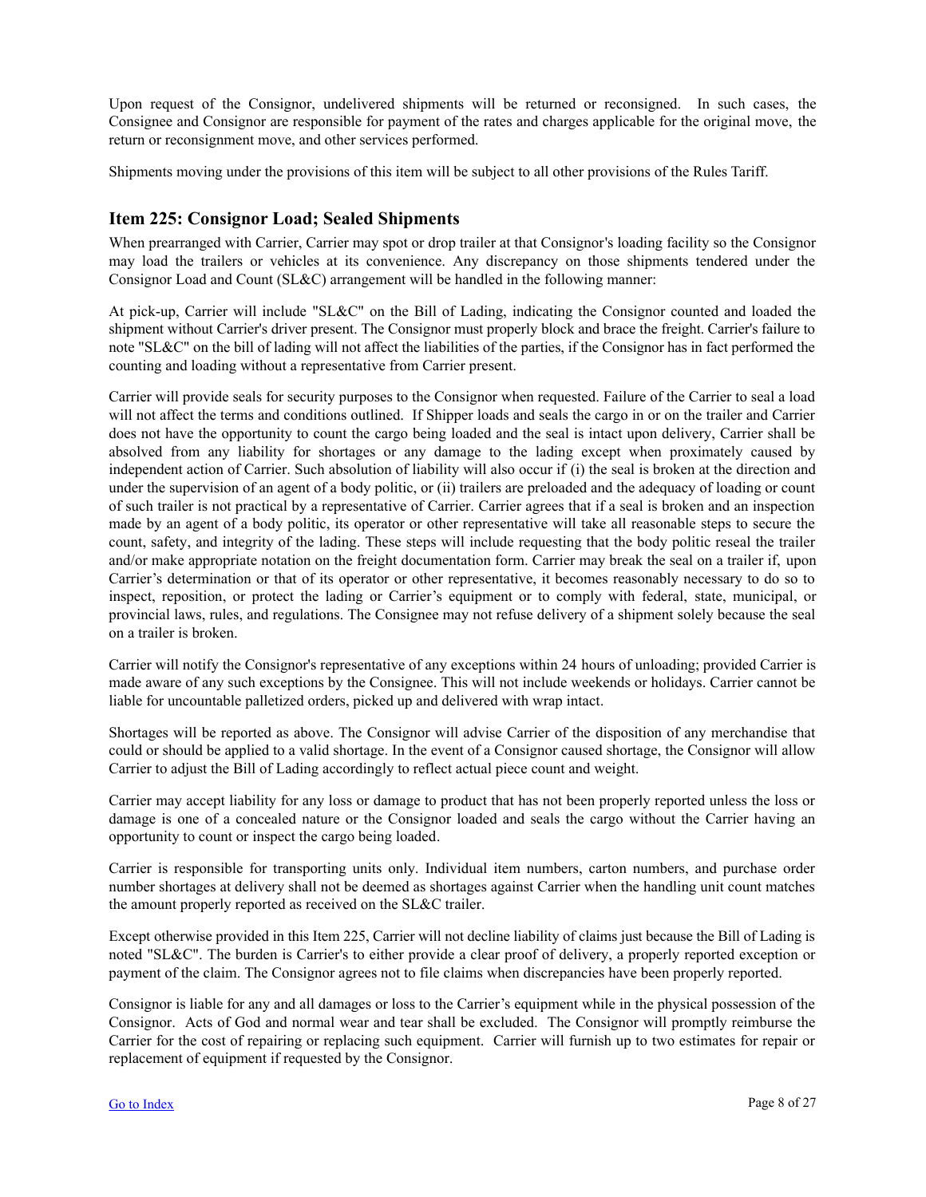Upon request of the Consignor, undelivered shipments will be returned or reconsigned. In such cases, the Consignee and Consignor are responsible for payment of the rates and charges applicable for the original move, the return or reconsignment move, and other services performed.

Shipments moving under the provisions of this item will be subject to all other provisions of the Rules Tariff.

## Item 225: Consignor Load; Sealed Shipments

When prearranged with Carrier, Carrier may spot or drop trailer at that Consignor's loading facility so the Consignor may load the trailers or vehicles at its convenience. Any discrepancy on those shipments tendered under the Consignor Load and Count (SL&C) arrangement will be handled in the following manner:

At pick-up, Carrier will include "SL&C" on the Bill of Lading, indicating the Consignor counted and loaded the shipment without Carrier's driver present. The Consignor must properly block and brace the freight. Carrier's failure to note "SL&C" on the bill of lading will not affect the liabilities of the parties, if the Consignor has in fact performed the counting and loading without a representative from Carrier present.

Carrier will provide seals for security purposes to the Consignor when requested. Failure of the Carrier to seal a load will not affect the terms and conditions outlined. If Shipper loads and seals the cargo in or on the trailer and Carrier does not have the opportunity to count the cargo being loaded and the seal is intact upon delivery, Carrier shall be absolved from any liability for shortages or any damage to the lading except when proximately caused by independent action of Carrier. Such absolution of liability will also occur if (i) the seal is broken at the direction and under the supervision of an agent of a body politic, or (ii) trailers are preloaded and the adequacy of loading or count of such trailer is not practical by a representative of Carrier. Carrier agrees that if a seal is broken and an inspection made by an agent of a body politic, its operator or other representative will take all reasonable steps to secure the count, safety, and integrity of the lading. These steps will include requesting that the body politic reseal the trailer and/or make appropriate notation on the freight documentation form. Carrier may break the seal on a trailer if, upon Carrier's determination or that of its operator or other representative, it becomes reasonably necessary to do so to inspect, reposition, or protect the lading or Carrier's equipment or to comply with federal, state, municipal, or provincial laws, rules, and regulations. The Consignee may not refuse delivery of a shipment solely because the seal on a trailer is broken.

Carrier will notify the Consignor's representative of any exceptions within 24 hours of unloading; provided Carrier is made aware of any such exceptions by the Consignee. This will not include weekends or holidays. Carrier cannot be liable for uncountable palletized orders, picked up and delivered with wrap intact.

Shortages will be reported as above. The Consignor will advise Carrier of the disposition of any merchandise that could or should be applied to a valid shortage. In the event of a Consignor caused shortage, the Consignor will allow Carrier to adjust the Bill of Lading accordingly to reflect actual piece count and weight.

Carrier may accept liability for any loss or damage to product that has not been properly reported unless the loss or damage is one of a concealed nature or the Consignor loaded and seals the cargo without the Carrier having an opportunity to count or inspect the cargo being loaded.

Carrier is responsible for transporting units only. Individual item numbers, carton numbers, and purchase order number shortages at delivery shall not be deemed as shortages against Carrier when the handling unit count matches the amount properly reported as received on the SL&C trailer.

Except otherwise provided in this Item 225, Carrier will not decline liability of claims just because the Bill of Lading is noted "SL&C". The burden is Carrier's to either provide a clear proof of delivery, a properly reported exception or payment of the claim. The Consignor agrees not to file claims when discrepancies have been properly reported.

Consignor is liable for any and all damages or loss to the Carrier's equipment while in the physical possession of the Consignor. Acts of God and normal wear and tear shall be excluded. The Consignor will promptly reimburse the Carrier for the cost of repairing or replacing such equipment. Carrier will furnish up to two estimates for repair or replacement of equipment if requested by the Consignor.

[Go to Index]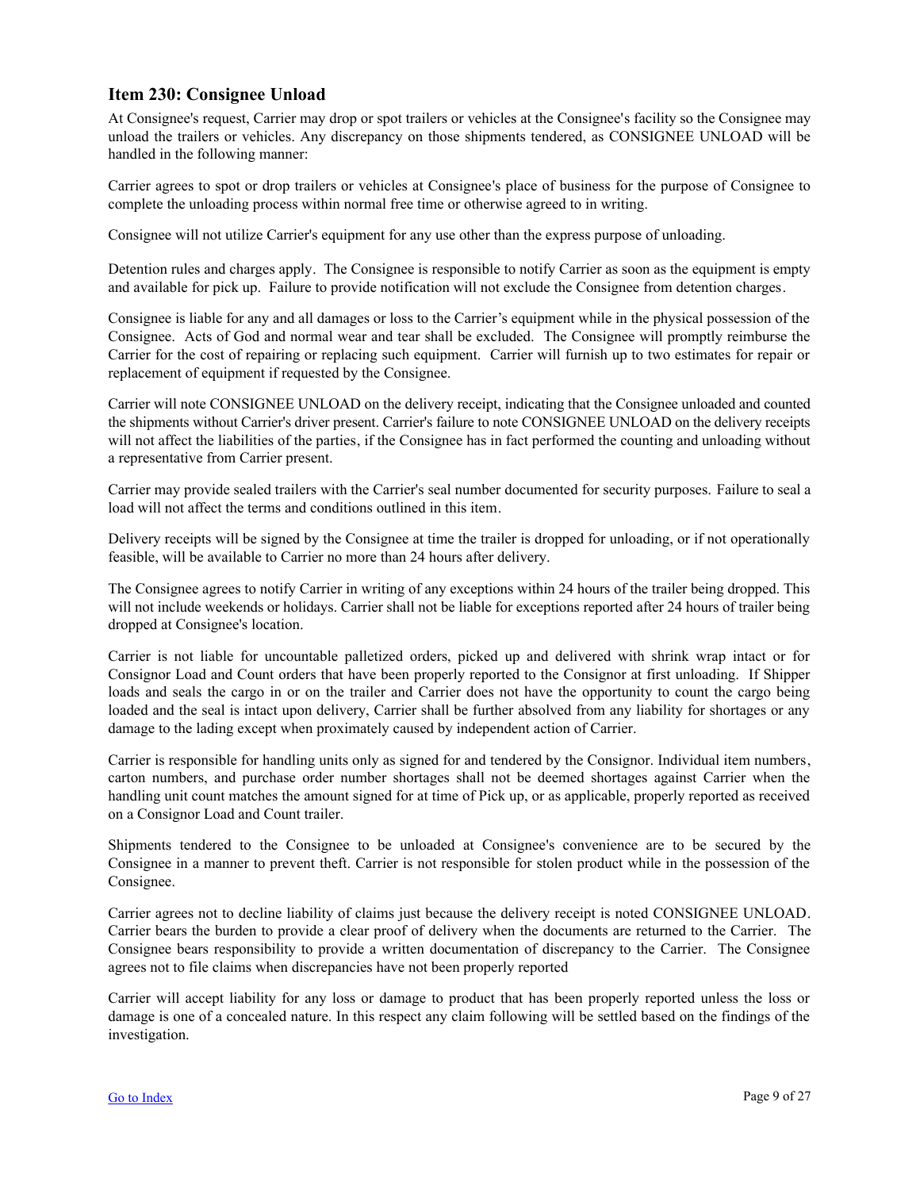## Item 230: Consignee Unload

At Consignee's request, Carrier may drop or spot trailers or vehicles at the Consignee's facility so the Consignee may unload the trailers or vehicles. Any discrepancy on those shipments tendered, as CONSIGNEE UNLOAD will be handled in the following manner:

Carrier agrees to spot or drop trailers or vehicles at Consignee's place of business for the purpose of Consignee to complete the unloading process within normal free time or otherwise agreed to in writing.

Consignee will not utilize Carrier's equipment for any use other than the express purpose of unloading.

Detention rules and charges apply. The Consignee is responsible to notify Carrier as soon as the equipment is empty and available for pick up. Failure to provide notification will not exclude the Consignee from detention charges.

Consignee is liable for any and all damages or loss to the Carrier's equipment while in the physical possession of the Consignee. Acts of God and normal wear and tear shall be excluded. The Consignee will promptly reimburse the Carrier for the cost of repairing or replacing such equipment. Carrier will furnish up to two estimates for repair or replacement of equipment if requested by the Consignee.

Carrier will note CONSIGNEE UNLOAD on the delivery receipt, indicating that the Consignee unloaded and counted the shipments without Carrier's driver present. Carrier's failure to note CONSIGNEE UNLOAD on the delivery receipts will not affect the liabilities of the parties, if the Consignee has in fact performed the counting and unloading without a representative from Carrier present.

Carrier may provide sealed trailers with the Carrier's seal number documented for security purposes. Failure to seal a load will not affect the terms and conditions outlined in this item.

Delivery receipts will be signed by the Consignee at time the trailer is dropped for unloading, or if not operationally feasible, will be available to Carrier no more than 24 hours after delivery.

The Consignee agrees to notify Carrier in writing of any exceptions within 24 hours of the trailer being dropped. This will not include weekends or holidays. Carrier shall not be liable for exceptions reported after 24 hours of trailer being dropped at Consignee's location.

Carrier is not liable for uncountable palletized orders, picked up and delivered with shrink wrap intact or for Consignor Load and Count orders that have been properly reported to the Consignor at first unloading. If Shipper loads and seals the cargo in or on the trailer and Carrier does not have the opportunity to count the cargo being loaded and the seal is intact upon delivery, Carrier shall be further absolved from any liability for shortages or any damage to the lading except when proximately caused by independent action of Carrier.

Carrier is responsible for handling units only as signed for and tendered by the Consignor. Individual item numbers, carton numbers, and purchase order number shortages shall not be deemed shortages against Carrier when the handling unit count matches the amount signed for at time of Pick up, or as applicable, properly reported as received on a Consignor Load and Count trailer.

Shipments tendered to the Consignee to be unloaded at Consignee's convenience are to be secured by the Consignee in a manner to prevent theft. Carrier is not responsible for stolen product while in the possession of the Consignee.

Carrier agrees not to decline liability of claims just because the delivery receipt is noted CONSIGNEE UNLOAD. Carrier bears the burden to provide a clear proof of delivery when the documents are returned to the Carrier. The Consignee bears responsibility to provide a written documentation of discrepancy to the Carrier. The Consignee agrees not to file claims when discrepancies have not been properly reported

Carrier will accept liability for any loss or damage to product that has been properly reported unless the loss or damage is one of a concealed nature. In this respect any claim following will be settled based on the findings of the investigation.

[Go to Index]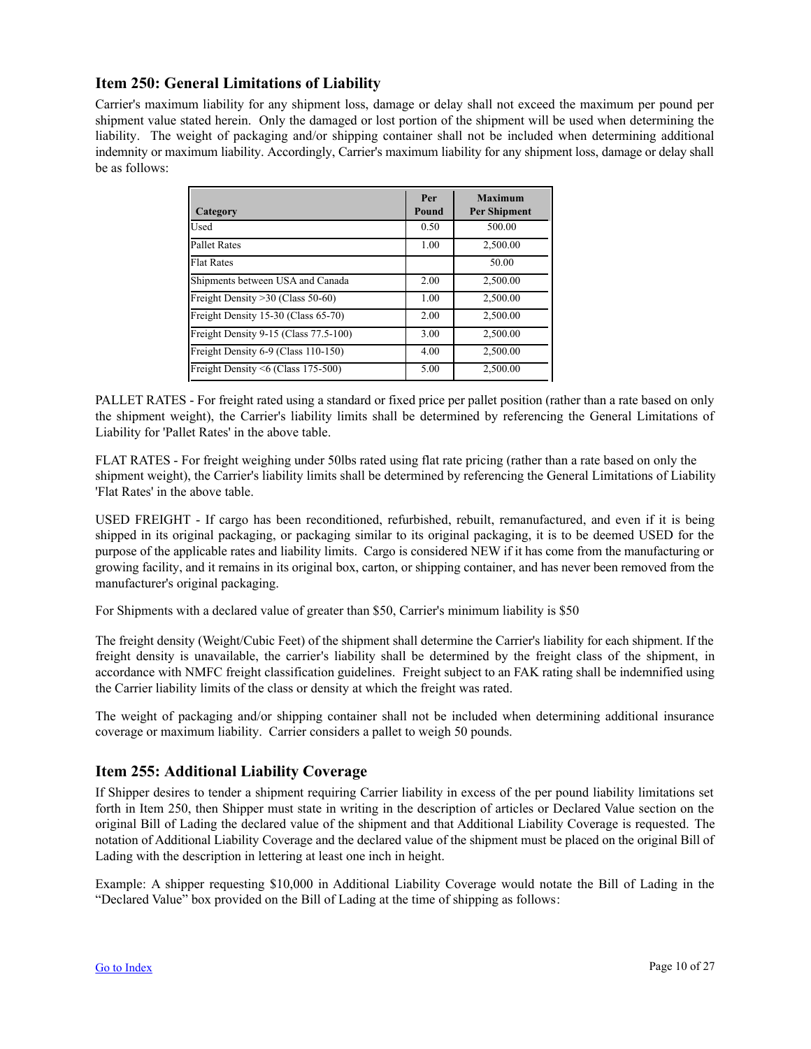## Item 250: General Limitations of Liability

Carrier's maximum liability for any shipment loss, damage or delay shall not exceed the maximum per pound per shipment value stated herein. Only the damaged or lost portion of the shipment will be used when determining the liability. The weight of packaging and/or shipping container shall not be included when determining additional indemnity or maximum liability. Accordingly, Carrier's maximum liability for any shipment loss, damage or delay shall be as follows:

| Category | Per Pound | Maximum Per Shipment |
|---|---|---|
| Used | 0.50 | 500.00 |
| Pallet Rates | 1.00 | 2,500.00 |
| Flat Rates | | 50.00 |
| Shipments between USA and Canada | 2.00 | 2,500.00 |
| Freight Density >30 (Class 50-60) | 1.00 | 2,500.00 |
| Freight Density 15-30 (Class 65-70) | 2.00 | 2,500.00 |
| Freight Density 9-15 (Class 77.5-100) | 3.00 | 2,500.00 |
| Freight Density 6-9 (Class 110-150) | 4.00 | 2,500.00 |
| Freight Density <6 (Class 175-500) | 5.00 | 2,500.00 |

PALLET RATES - For freight rated using a standard or fixed price per pallet position (rather than a rate based on only the shipment weight), the Carrier's liability limits shall be determined by referencing the General Limitations of Liability for 'Pallet Rates' in the above table.

FLAT RATES - For freight weighing under 50lbs rated using flat rate pricing (rather than a rate based on only the shipment weight), the Carrier's liability limits shall be determined by referencing the General Limitations of Liability 'Flat Rates' in the above table.

USED FREIGHT - If cargo has been reconditioned, refurbished, rebuilt, remanufactured, and even if it is being shipped in its original packaging, or packaging similar to its original packaging, it is to be deemed USED for the purpose of the applicable rates and liability limits. Cargo is considered NEW if it has come from the manufacturing or growing facility, and it remains in its original box, carton, or shipping container, and has never been removed from the manufacturer's original packaging.

For Shipments with a declared value of greater than $50, Carrier's minimum liability is $50

The freight density (Weight/Cubic Feet) of the shipment shall determine the Carrier's liability for each shipment. If the freight density is unavailable, the carrier's liability shall be determined by the freight class of the shipment, in accordance with NMFC freight classification guidelines. Freight subject to an FAK rating shall be indemnified using the Carrier liability limits of the class or density at which the freight was rated.

The weight of packaging and/or shipping container shall not be included when determining additional insurance coverage or maximum liability. Carrier considers a pallet to weigh 50 pounds.

## Item 255: Additional Liability Coverage

If Shipper desires to tender a shipment requiring Carrier liability in excess of the per pound liability limitations set forth in Item 250, then Shipper must state in writing in the description of articles or Declared Value section on the original Bill of Lading the declared value of the shipment and that Additional Liability Coverage is requested. The notation of Additional Liability Coverage and the declared value of the shipment must be placed on the original Bill of Lading with the description in lettering at least one inch in height.

Example: A shipper requesting $10,000 in Additional Liability Coverage would notate the Bill of Lading in the "Declared Value" box provided on the Bill of Lading at the time of shipping as follows: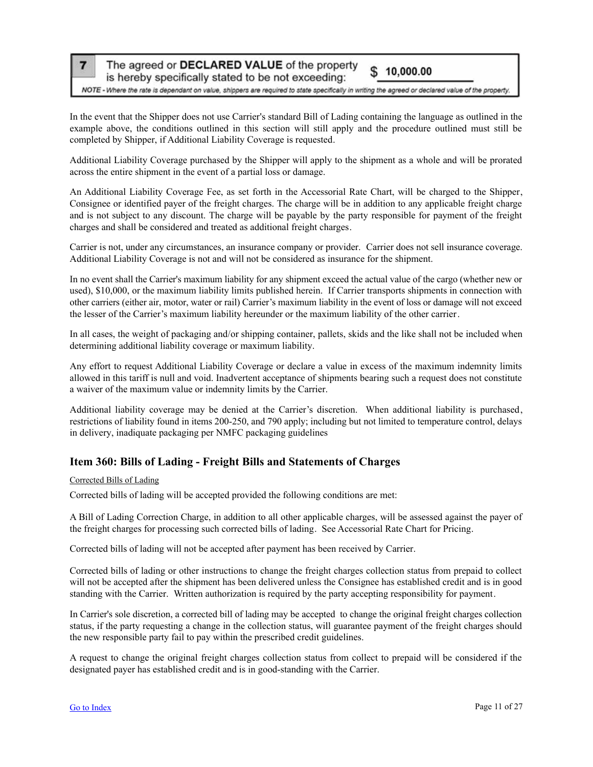| 7 | The agreed or **DECLARED VALUE** of the property is hereby specifically stated to be not exceeding: | $ 10,000.00 |
|---|---|---|

*NOTE - Where the rate is dependant on value, shippers are required to state specifically in writing the agreed or declared value of the property.*

In the event that the Shipper does not use Carrier's standard Bill of Lading containing the language as outlined in the example above, the conditions outlined in this section will still apply and the procedure outlined must still be completed by Shipper, if Additional Liability Coverage is requested.

Additional Liability Coverage purchased by the Shipper will apply to the shipment as a whole and will be prorated across the entire shipment in the event of a partial loss or damage.

An Additional Liability Coverage Fee, as set forth in the Accessorial Rate Chart, will be charged to the Shipper, Consignee or identified payer of the freight charges. The charge will be in addition to any applicable freight charge and is not subject to any discount. The charge will be payable by the party responsible for payment of the freight charges and shall be considered and treated as additional freight charges.

Carrier is not, under any circumstances, an insurance company or provider. Carrier does not sell insurance coverage. Additional Liability Coverage is not and will not be considered as insurance for the shipment.

In no event shall the Carrier's maximum liability for any shipment exceed the actual value of the cargo (whether new or used), $10,000, or the maximum liability limits published herein. If Carrier transports shipments in connection with other carriers (either air, motor, water or rail) Carrier's maximum liability in the event of loss or damage will not exceed the lesser of the Carrier's maximum liability hereunder or the maximum liability of the other carrier.

In all cases, the weight of packaging and/or shipping container, pallets, skids and the like shall not be included when determining additional liability coverage or maximum liability.

Any effort to request Additional Liability Coverage or declare a value in excess of the maximum indemnity limits allowed in this tariff is null and void. Inadvertent acceptance of shipments bearing such a request does not constitute a waiver of the maximum value or indemnity limits by the Carrier.

Additional liability coverage may be denied at the Carrier's discretion. When additional liability is purchased, restrictions of liability found in items 200-250, and 790 apply; including but not limited to temperature control, delays in delivery, inadiquate packaging per NMFC packaging guidelines

## Item 360: Bills of Lading - Freight Bills and Statements of Charges

Corrected Bills of Lading

Corrected bills of lading will be accepted provided the following conditions are met:

A Bill of Lading Correction Charge, in addition to all other applicable charges, will be assessed against the payer of the freight charges for processing such corrected bills of lading. See Accessorial Rate Chart for Pricing.

Corrected bills of lading will not be accepted after payment has been received by Carrier.

Corrected bills of lading or other instructions to change the freight charges collection status from prepaid to collect will not be accepted after the shipment has been delivered unless the Consignee has established credit and is in good standing with the Carrier. Written authorization is required by the party accepting responsibility for payment.

In Carrier's sole discretion, a corrected bill of lading may be accepted to change the original freight charges collection status, if the party requesting a change in the collection status, will guarantee payment of the freight charges should the new responsible party fail to pay within the prescribed credit guidelines.

A request to change the original freight charges collection status from collect to prepaid will be considered if the designated payer has established credit and is in good-standing with the Carrier.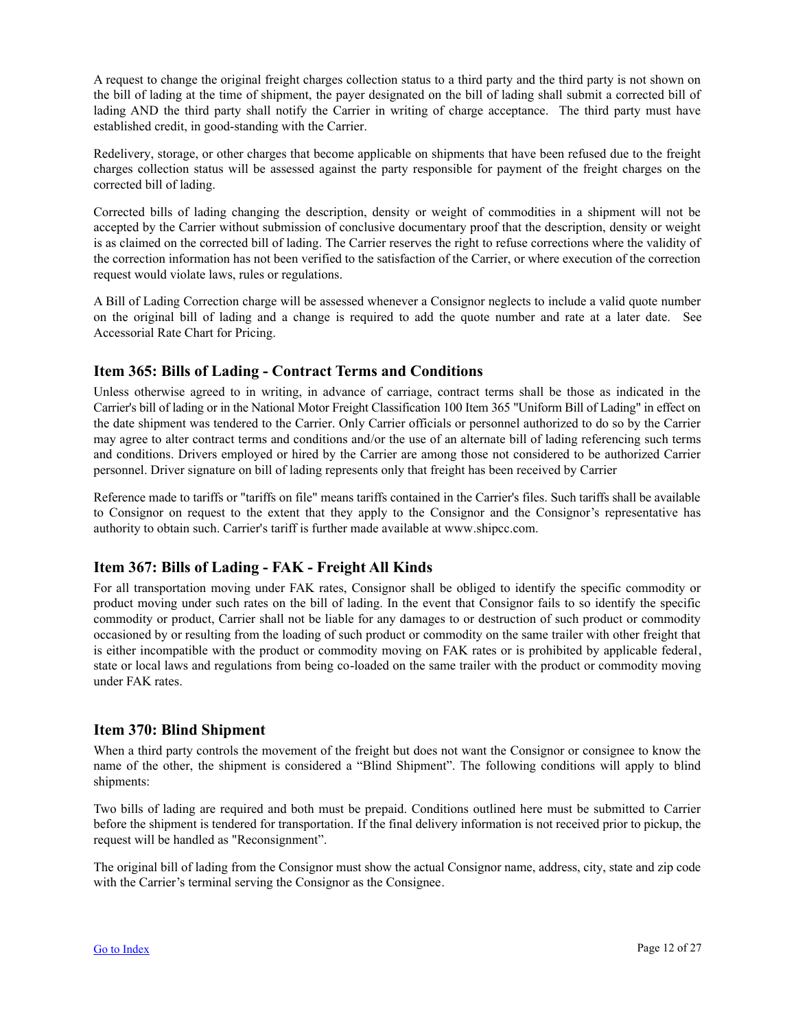A request to change the original freight charges collection status to a third party and the third party is not shown on the bill of lading at the time of shipment, the payer designated on the bill of lading shall submit a corrected bill of lading AND the third party shall notify the Carrier in writing of charge acceptance. The third party must have established credit, in good-standing with the Carrier.

Redelivery, storage, or other charges that become applicable on shipments that have been refused due to the freight charges collection status will be assessed against the party responsible for payment of the freight charges on the corrected bill of lading.

Corrected bills of lading changing the description, density or weight of commodities in a shipment will not be accepted by the Carrier without submission of conclusive documentary proof that the description, density or weight is as claimed on the corrected bill of lading. The Carrier reserves the right to refuse corrections where the validity of the correction information has not been verified to the satisfaction of the Carrier, or where execution of the correction request would violate laws, rules or regulations.

A Bill of Lading Correction charge will be assessed whenever a Consignor neglects to include a valid quote number on the original bill of lading and a change is required to add the quote number and rate at a later date. See Accessorial Rate Chart for Pricing.

## Item 365: Bills of Lading - Contract Terms and Conditions

Unless otherwise agreed to in writing, in advance of carriage, contract terms shall be those as indicated in the Carrier's bill of lading or in the National Motor Freight Classification 100 Item 365 "Uniform Bill of Lading" in effect on the date shipment was tendered to the Carrier. Only Carrier officials or personnel authorized to do so by the Carrier may agree to alter contract terms and conditions and/or the use of an alternate bill of lading referencing such terms and conditions. Drivers employed or hired by the Carrier are among those not considered to be authorized Carrier personnel. Driver signature on bill of lading represents only that freight has been received by Carrier

Reference made to tariffs or "tariffs on file" means tariffs contained in the Carrier's files. Such tariffs shall be available to Consignor on request to the extent that they apply to the Consignor and the Consignor's representative has authority to obtain such. Carrier's tariff is further made available at www.shipcc.com.

## Item 367: Bills of Lading - FAK - Freight All Kinds

For all transportation moving under FAK rates, Consignor shall be obliged to identify the specific commodity or product moving under such rates on the bill of lading. In the event that Consignor fails to so identify the specific commodity or product, Carrier shall not be liable for any damages to or destruction of such product or commodity occasioned by or resulting from the loading of such product or commodity on the same trailer with other freight that is either incompatible with the product or commodity moving on FAK rates or is prohibited by applicable federal, state or local laws and regulations from being co-loaded on the same trailer with the product or commodity moving under FAK rates.

## Item 370: Blind Shipment

When a third party controls the movement of the freight but does not want the Consignor or consignee to know the name of the other, the shipment is considered a "Blind Shipment". The following conditions will apply to blind shipments:

Two bills of lading are required and both must be prepaid. Conditions outlined here must be submitted to Carrier before the shipment is tendered for transportation. If the final delivery information is not received prior to pickup, the request will be handled as "Reconsignment".

The original bill of lading from the Consignor must show the actual Consignor name, address, city, state and zip code with the Carrier's terminal serving the Consignor as the Consignee.

[Go to Index]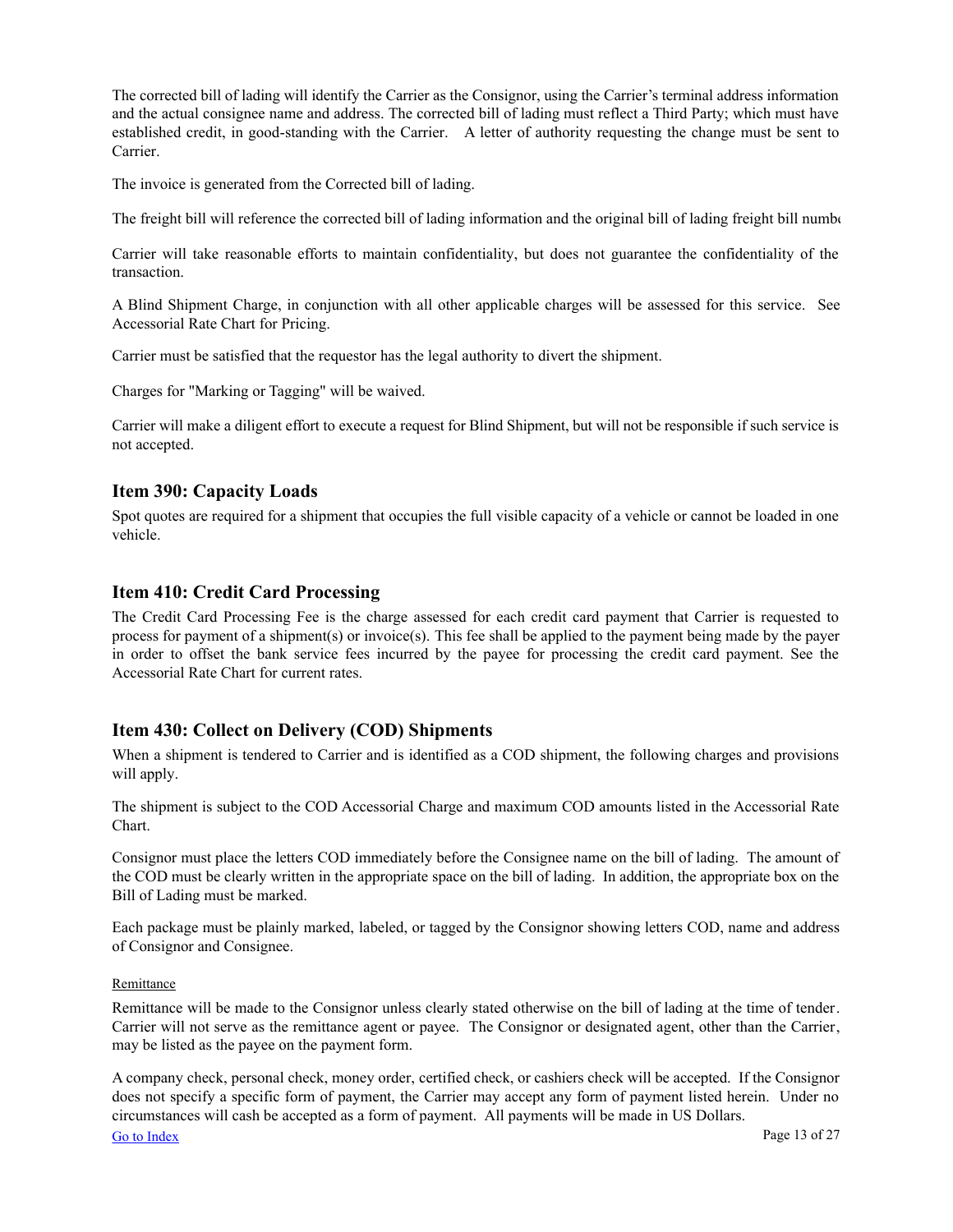The corrected bill of lading will identify the Carrier as the Consignor, using the Carrier's terminal address information and the actual consignee name and address. The corrected bill of lading must reflect a Third Party; which must have established credit, in good-standing with the Carrier. A letter of authority requesting the change must be sent to Carrier.

The invoice is generated from the Corrected bill of lading.

The freight bill will reference the corrected bill of lading information and the original bill of lading freight bill numbe

Carrier will take reasonable efforts to maintain confidentiality, but does not guarantee the confidentiality of the transaction.

A Blind Shipment Charge, in conjunction with all other applicable charges will be assessed for this service. See Accessorial Rate Chart for Pricing.

Carrier must be satisfied that the requestor has the legal authority to divert the shipment.

Charges for "Marking or Tagging" will be waived.

Carrier will make a diligent effort to execute a request for Blind Shipment, but will not be responsible if such service is not accepted.

## Item 390: Capacity Loads

Spot quotes are required for a shipment that occupies the full visible capacity of a vehicle or cannot be loaded in one vehicle.

## Item 410: Credit Card Processing

The Credit Card Processing Fee is the charge assessed for each credit card payment that Carrier is requested to process for payment of a shipment(s) or invoice(s). This fee shall be applied to the payment being made by the payer in order to offset the bank service fees incurred by the payee for processing the credit card payment. See the Accessorial Rate Chart for current rates.

## Item 430: Collect on Delivery (COD) Shipments

When a shipment is tendered to Carrier and is identified as a COD shipment, the following charges and provisions will apply.

The shipment is subject to the COD Accessorial Charge and maximum COD amounts listed in the Accessorial Rate Chart.

Consignor must place the letters COD immediately before the Consignee name on the bill of lading. The amount of the COD must be clearly written in the appropriate space on the bill of lading. In addition, the appropriate box on the Bill of Lading must be marked.

Each package must be plainly marked, labeled, or tagged by the Consignor showing letters COD, name and address of Consignor and Consignee.

Remittance

Remittance will be made to the Consignor unless clearly stated otherwise on the bill of lading at the time of tender. Carrier will not serve as the remittance agent or payee. The Consignor or designated agent, other than the Carrier, may be listed as the payee on the payment form.

A company check, personal check, money order, certified check, or cashiers check will be accepted. If the Consignor does not specify a specific form of payment, the Carrier may accept any form of payment listed herein. Under no circumstances will cash be accepted as a form of payment. All payments will be made in US Dollars.

Go to Index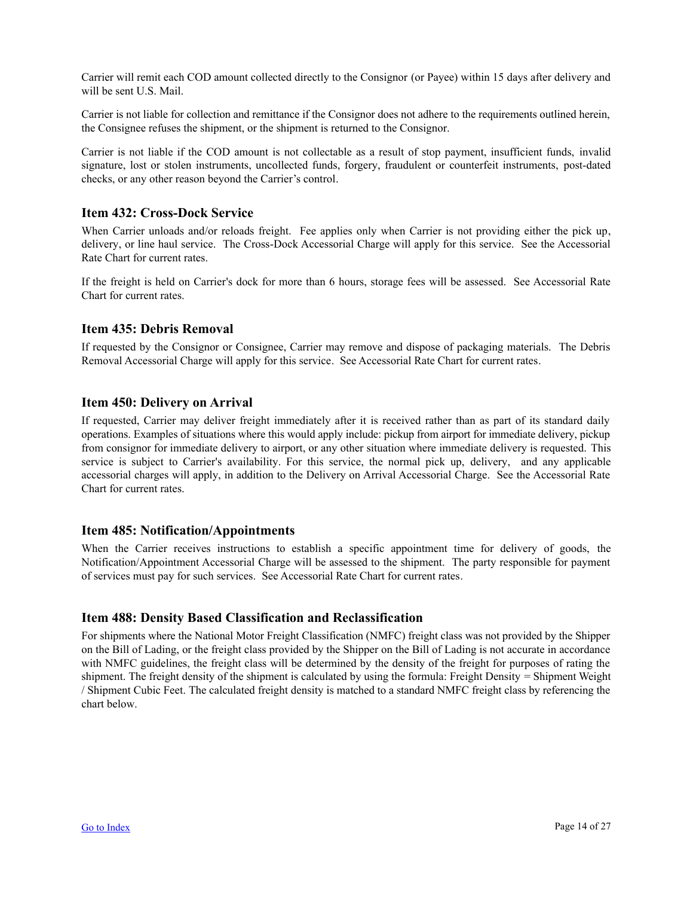Carrier will remit each COD amount collected directly to the Consignor (or Payee) within 15 days after delivery and will be sent U.S. Mail.

Carrier is not liable for collection and remittance if the Consignor does not adhere to the requirements outlined herein, the Consignee refuses the shipment, or the shipment is returned to the Consignor.

Carrier is not liable if the COD amount is not collectable as a result of stop payment, insufficient funds, invalid signature, lost or stolen instruments, uncollected funds, forgery, fraudulent or counterfeit instruments, post-dated checks, or any other reason beyond the Carrier's control.

### Item 432: Cross-Dock Service

When Carrier unloads and/or reloads freight. Fee applies only when Carrier is not providing either the pick up, delivery, or line haul service. The Cross-Dock Accessorial Charge will apply for this service. See the Accessorial Rate Chart for current rates.

If the freight is held on Carrier's dock for more than 6 hours, storage fees will be assessed. See Accessorial Rate Chart for current rates.

### Item 435: Debris Removal

If requested by the Consignor or Consignee, Carrier may remove and dispose of packaging materials. The Debris Removal Accessorial Charge will apply for this service. See Accessorial Rate Chart for current rates.

### Item 450: Delivery on Arrival

If requested, Carrier may deliver freight immediately after it is received rather than as part of its standard daily operations. Examples of situations where this would apply include: pickup from airport for immediate delivery, pickup from consignor for immediate delivery to airport, or any other situation where immediate delivery is requested. This service is subject to Carrier's availability. For this service, the normal pick up, delivery, and any applicable accessorial charges will apply, in addition to the Delivery on Arrival Accessorial Charge. See the Accessorial Rate Chart for current rates.

### Item 485: Notification/Appointments

When the Carrier receives instructions to establish a specific appointment time for delivery of goods, the Notification/Appointment Accessorial Charge will be assessed to the shipment. The party responsible for payment of services must pay for such services. See Accessorial Rate Chart for current rates.

### Item 488: Density Based Classification and Reclassification

For shipments where the National Motor Freight Classification (NMFC) freight class was not provided by the Shipper on the Bill of Lading, or the freight class provided by the Shipper on the Bill of Lading is not accurate in accordance with NMFC guidelines, the freight class will be determined by the density of the freight for purposes of rating the shipment. The freight density of the shipment is calculated by using the formula: Freight Density = Shipment Weight / Shipment Cubic Feet. The calculated freight density is matched to a standard NMFC freight class by referencing the chart below.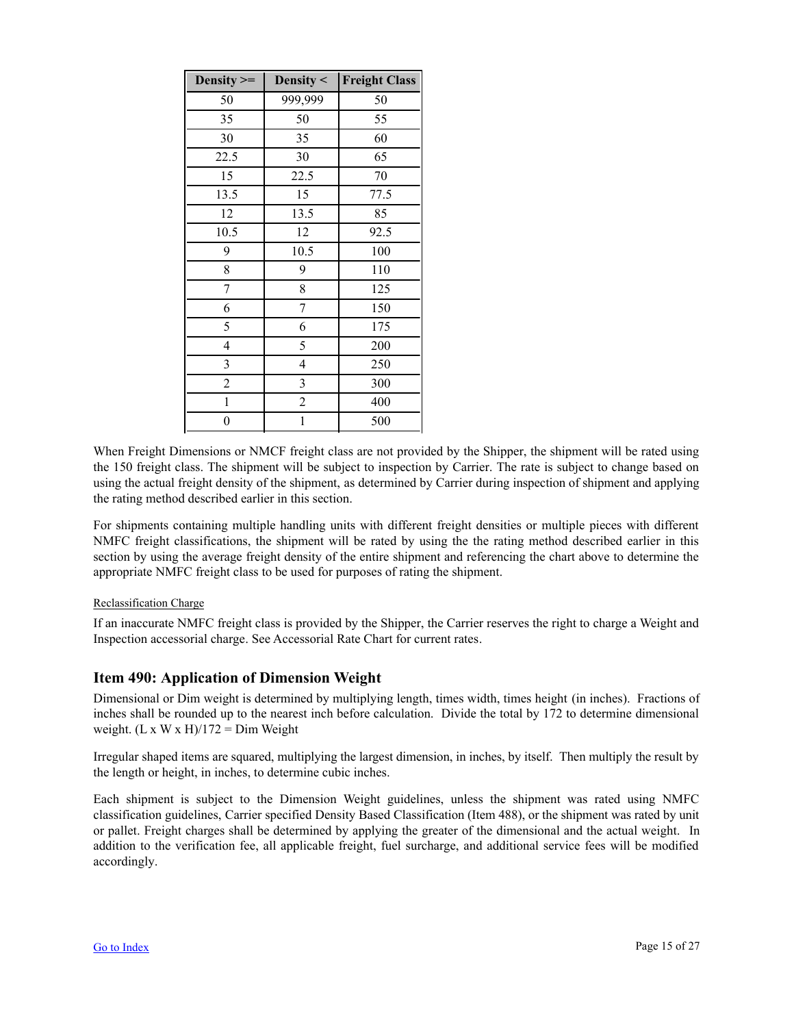| Density >= | Density < | Freight Class |
|---|---|---|
| 50 | 999,999 | 50 |
| 35 | 50 | 55 |
| 30 | 35 | 60 |
| 22.5 | 30 | 65 |
| 15 | 22.5 | 70 |
| 13.5 | 15 | 77.5 |
| 12 | 13.5 | 85 |
| 10.5 | 12 | 92.5 |
| 9 | 10.5 | 100 |
| 8 | 9 | 110 |
| 7 | 8 | 125 |
| 6 | 7 | 150 |
| 5 | 6 | 175 |
| 4 | 5 | 200 |
| 3 | 4 | 250 |
| 2 | 3 | 300 |
| 1 | 2 | 400 |
| 0 | 1 | 500 |

When Freight Dimensions or NMCF freight class are not provided by the Shipper, the shipment will be rated using the 150 freight class. The shipment will be subject to inspection by Carrier. The rate is subject to change based on using the actual freight density of the shipment, as determined by Carrier during inspection of shipment and applying the rating method described earlier in this section.

For shipments containing multiple handling units with different freight densities or multiple pieces with different NMFC freight classifications, the shipment will be rated by using the the rating method described earlier in this section by using the average freight density of the entire shipment and referencing the chart above to determine the appropriate NMFC freight class to be used for purposes of rating the shipment.

Reclassification Charge

If an inaccurate NMFC freight class is provided by the Shipper, the Carrier reserves the right to charge a Weight and Inspection accessorial charge. See Accessorial Rate Chart for current rates.

## Item 490: Application of Dimension Weight

Dimensional or Dim weight is determined by multiplying length, times width, times height (in inches). Fractions of inches shall be rounded up to the nearest inch before calculation. Divide the total by 172 to determine dimensional weight. (L x W x H)/172 = Dim Weight

Irregular shaped items are squared, multiplying the largest dimension, in inches, by itself. Then multiply the result by the length or height, in inches, to determine cubic inches.

Each shipment is subject to the Dimension Weight guidelines, unless the shipment was rated using NMFC classification guidelines, Carrier specified Density Based Classification (Item 488), or the shipment was rated by unit or pallet. Freight charges shall be determined by applying the greater of the dimensional and the actual weight. In addition to the verification fee, all applicable freight, fuel surcharge, and additional service fees will be modified accordingly.

Go to Index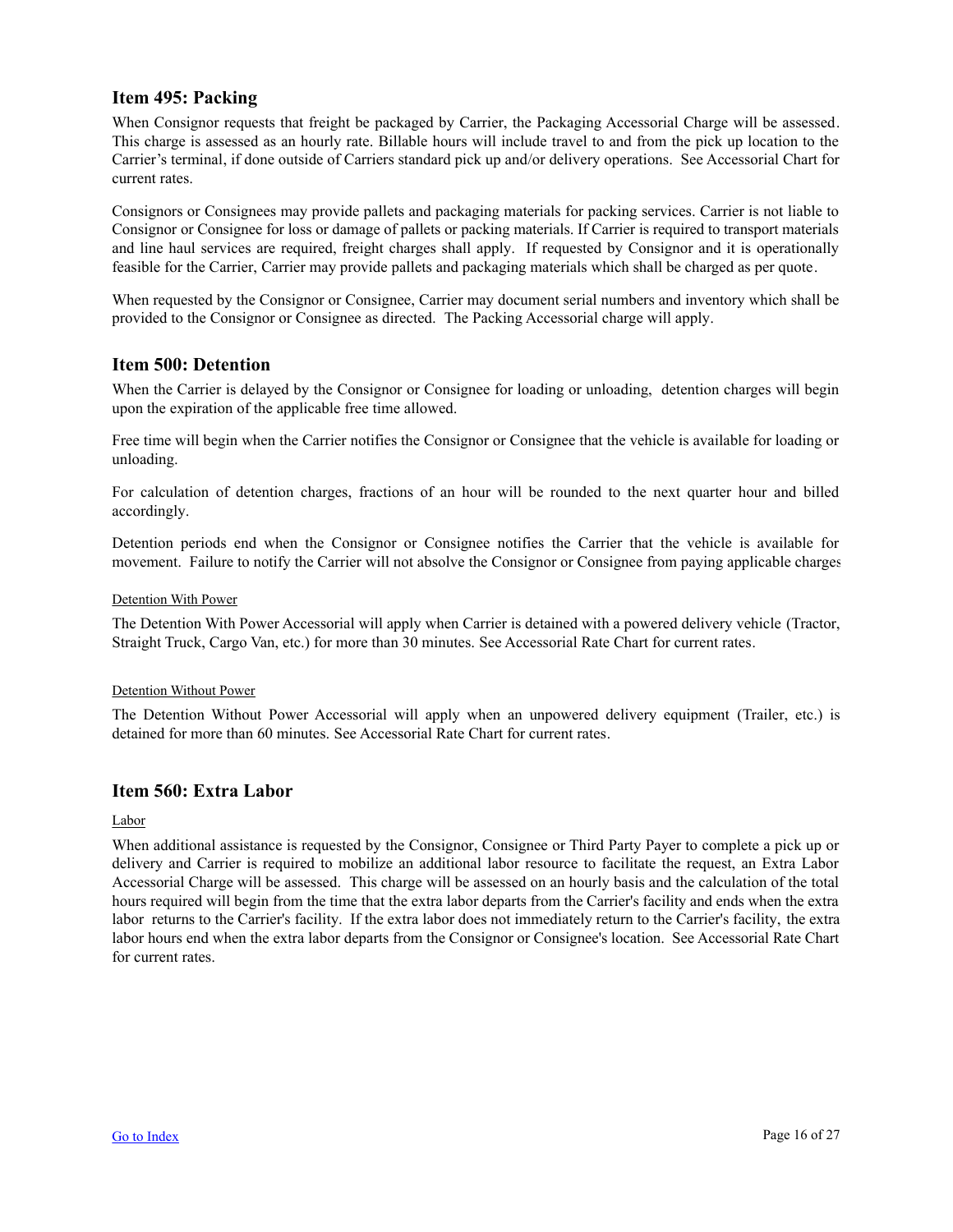## Item 495: Packing

When Consignor requests that freight be packaged by Carrier, the Packaging Accessorial Charge will be assessed. This charge is assessed as an hourly rate. Billable hours will include travel to and from the pick up location to the Carrier's terminal, if done outside of Carriers standard pick up and/or delivery operations. See Accessorial Chart for current rates.

Consignors or Consignees may provide pallets and packaging materials for packing services. Carrier is not liable to Consignor or Consignee for loss or damage of pallets or packing materials. If Carrier is required to transport materials and line haul services are required, freight charges shall apply. If requested by Consignor and it is operationally feasible for the Carrier, Carrier may provide pallets and packaging materials which shall be charged as per quote.

When requested by the Consignor or Consignee, Carrier may document serial numbers and inventory which shall be provided to the Consignor or Consignee as directed. The Packing Accessorial charge will apply.

## Item 500: Detention

When the Carrier is delayed by the Consignor or Consignee for loading or unloading, detention charges will begin upon the expiration of the applicable free time allowed.

Free time will begin when the Carrier notifies the Consignor or Consignee that the vehicle is available for loading or unloading.

For calculation of detention charges, fractions of an hour will be rounded to the next quarter hour and billed accordingly.

Detention periods end when the Consignor or Consignee notifies the Carrier that the vehicle is available for movement. Failure to notify the Carrier will not absolve the Consignor or Consignee from paying applicable charges

Detention With Power

The Detention With Power Accessorial will apply when Carrier is detained with a powered delivery vehicle (Tractor, Straight Truck, Cargo Van, etc.) for more than 30 minutes. See Accessorial Rate Chart for current rates.

Detention Without Power

The Detention Without Power Accessorial will apply when an unpowered delivery equipment (Trailer, etc.) is detained for more than 60 minutes. See Accessorial Rate Chart for current rates.

## Item 560: Extra Labor

Labor

When additional assistance is requested by the Consignor, Consignee or Third Party Payer to complete a pick up or delivery and Carrier is required to mobilize an additional labor resource to facilitate the request, an Extra Labor Accessorial Charge will be assessed. This charge will be assessed on an hourly basis and the calculation of the total hours required will begin from the time that the extra labor departs from the Carrier's facility and ends when the extra labor returns to the Carrier's facility. If the extra labor does not immediately return to the Carrier's facility, the extra labor hours end when the extra labor departs from the Consignor or Consignee's location. See Accessorial Rate Chart for current rates.

Go to Index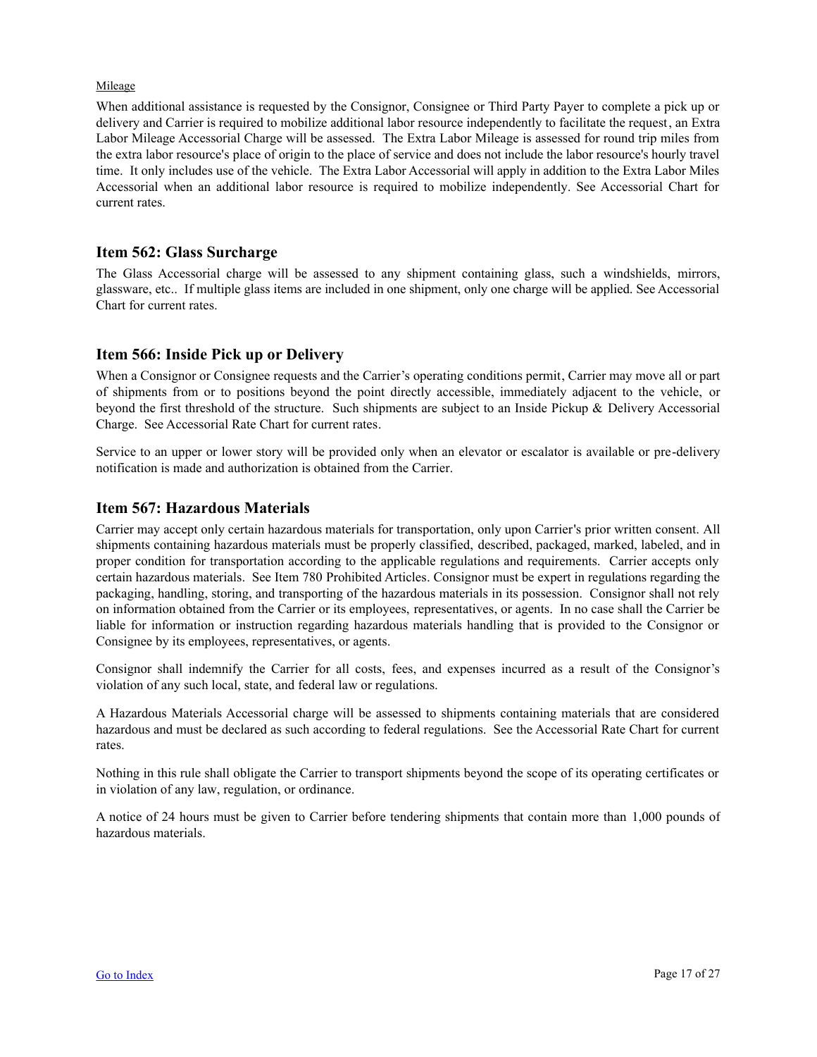Mileage

When additional assistance is requested by the Consignor, Consignee or Third Party Payer to complete a pick up or delivery and Carrier is required to mobilize additional labor resource independently to facilitate the request, an Extra Labor Mileage Accessorial Charge will be assessed. The Extra Labor Mileage is assessed for round trip miles from the extra labor resource's place of origin to the place of service and does not include the labor resource's hourly travel time. It only includes use of the vehicle. The Extra Labor Accessorial will apply in addition to the Extra Labor Miles Accessorial when an additional labor resource is required to mobilize independently. See Accessorial Chart for current rates.

## Item 562: Glass Surcharge

The Glass Accessorial charge will be assessed to any shipment containing glass, such a windshields, mirrors, glassware, etc.. If multiple glass items are included in one shipment, only one charge will be applied. See Accessorial Chart for current rates.

## Item 566: Inside Pick up or Delivery

When a Consignor or Consignee requests and the Carrier's operating conditions permit, Carrier may move all or part of shipments from or to positions beyond the point directly accessible, immediately adjacent to the vehicle, or beyond the first threshold of the structure. Such shipments are subject to an Inside Pickup & Delivery Accessorial Charge. See Accessorial Rate Chart for current rates.

Service to an upper or lower story will be provided only when an elevator or escalator is available or pre-delivery notification is made and authorization is obtained from the Carrier.

## Item 567: Hazardous Materials

Carrier may accept only certain hazardous materials for transportation, only upon Carrier's prior written consent. All shipments containing hazardous materials must be properly classified, described, packaged, marked, labeled, and in proper condition for transportation according to the applicable regulations and requirements. Carrier accepts only certain hazardous materials. See Item 780 Prohibited Articles. Consignor must be expert in regulations regarding the packaging, handling, storing, and transporting of the hazardous materials in its possession. Consignor shall not rely on information obtained from the Carrier or its employees, representatives, or agents. In no case shall the Carrier be liable for information or instruction regarding hazardous materials handling that is provided to the Consignor or Consignee by its employees, representatives, or agents.

Consignor shall indemnify the Carrier for all costs, fees, and expenses incurred as a result of the Consignor's violation of any such local, state, and federal law or regulations.

A Hazardous Materials Accessorial charge will be assessed to shipments containing materials that are considered hazardous and must be declared as such according to federal regulations. See the Accessorial Rate Chart for current rates.

Nothing in this rule shall obligate the Carrier to transport shipments beyond the scope of its operating certificates or in violation of any law, regulation, or ordinance.

A notice of 24 hours must be given to Carrier before tendering shipments that contain more than 1,000 pounds of hazardous materials.

Go to Index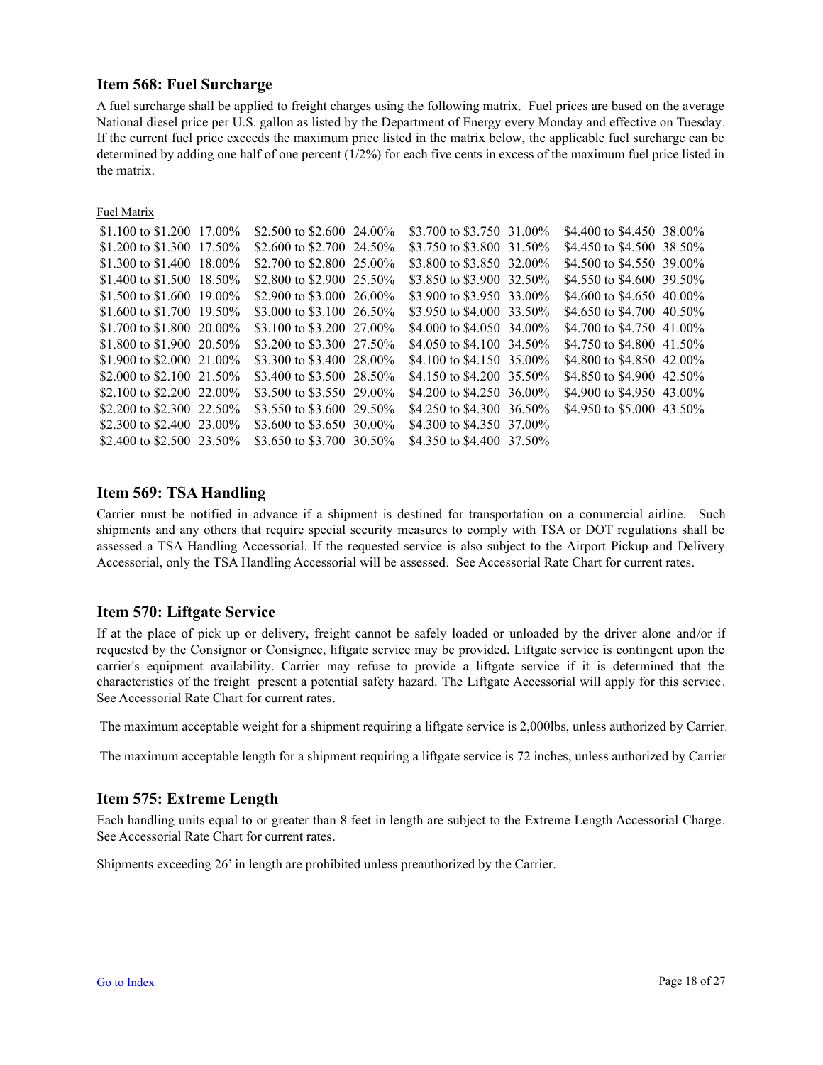## Item 568: Fuel Surcharge

A fuel surcharge shall be applied to freight charges using the following matrix. Fuel prices are based on the average National diesel price per U.S. gallon as listed by the Department of Energy every Monday and effective on Tuesday. If the current fuel price exceeds the maximum price listed in the matrix below, the applicable fuel surcharge can be determined by adding one half of one percent (1/2%) for each five cents in excess of the maximum fuel price listed in the matrix.

Fuel Matrix

| | | | | | | | |
|---|---|---|---|---|---|---|---|
| $1.100 to $1.200 | 17.00% | $2.500 to $2.600 | 24.00% | $3.700 to $3.750 | 31.00% | $4.400 to $4.450 | 38.00% |
| $1.200 to $1.300 | 17.50% | $2.600 to $2.700 | 24.50% | $3.750 to $3.800 | 31.50% | $4.450 to $4.500 | 38.50% |
| $1.300 to $1.400 | 18.00% | $2.700 to $2.800 | 25.00% | $3.800 to $3.850 | 32.00% | $4.500 to $4.550 | 39.00% |
| $1.400 to $1.500 | 18.50% | $2.800 to $2.900 | 25.50% | $3.850 to $3.900 | 32.50% | $4.550 to $4.600 | 39.50% |
| $1.500 to $1.600 | 19.00% | $2.900 to $3.000 | 26.00% | $3.900 to $3.950 | 33.00% | $4.600 to $4.650 | 40.00% |
| $1.600 to $1.700 | 19.50% | $3.000 to $3.100 | 26.50% | $3.950 to $4.000 | 33.50% | $4.650 to $4.700 | 40.50% |
| $1.700 to $1.800 | 20.00% | $3.100 to $3.200 | 27.00% | $4.000 to $4.050 | 34.00% | $4.700 to $4.750 | 41.00% |
| $1.800 to $1.900 | 20.50% | $3.200 to $3.300 | 27.50% | $4.050 to $4.100 | 34.50% | $4.750 to $4.800 | 41.50% |
| $1.900 to $2.000 | 21.00% | $3.300 to $3.400 | 28.00% | $4.100 to $4.150 | 35.00% | $4.800 to $4.850 | 42.00% |
| $2.000 to $2.100 | 21.50% | $3.400 to $3.500 | 28.50% | $4.150 to $4.200 | 35.50% | $4.850 to $4.900 | 42.50% |
| $2.100 to $2.200 | 22.00% | $3.500 to $3.550 | 29.00% | $4.200 to $4.250 | 36.00% | $4.900 to $4.950 | 43.00% |
| $2.200 to $2.300 | 22.50% | $3.550 to $3.600 | 29.50% | $4.250 to $4.300 | 36.50% | $4.950 to $5.000 | 43.50% |
| $2.300 to $2.400 | 23.00% | $3.600 to $3.650 | 30.00% | $4.300 to $4.350 | 37.00% | | |
| $2.400 to $2.500 | 23.50% | $3.650 to $3.700 | 30.50% | $4.350 to $4.400 | 37.50% | | |

## Item 569: TSA Handling

Carrier must be notified in advance if a shipment is destined for transportation on a commercial airline. Such shipments and any others that require special security measures to comply with TSA or DOT regulations shall be assessed a TSA Handling Accessorial. If the requested service is also subject to the Airport Pickup and Delivery Accessorial, only the TSA Handling Accessorial will be assessed. See Accessorial Rate Chart for current rates.

## Item 570: Liftgate Service

If at the place of pick up or delivery, freight cannot be safely loaded or unloaded by the driver alone and/or if requested by the Consignor or Consignee, liftgate service may be provided. Liftgate service is contingent upon the carrier's equipment availability. Carrier may refuse to provide a liftgate service if it is determined that the characteristics of the freight present a potential safety hazard. The Liftgate Accessorial will apply for this service. See Accessorial Rate Chart for current rates.

The maximum acceptable weight for a shipment requiring a liftgate service is 2,000lbs, unless authorized by Carrier.

The maximum acceptable length for a shipment requiring a liftgate service is 72 inches, unless authorized by Carrier

## Item 575: Extreme Length

Each handling units equal to or greater than 8 feet in length are subject to the Extreme Length Accessorial Charge. See Accessorial Rate Chart for current rates.

Shipments exceeding 26' in length are prohibited unless preauthorized by the Carrier.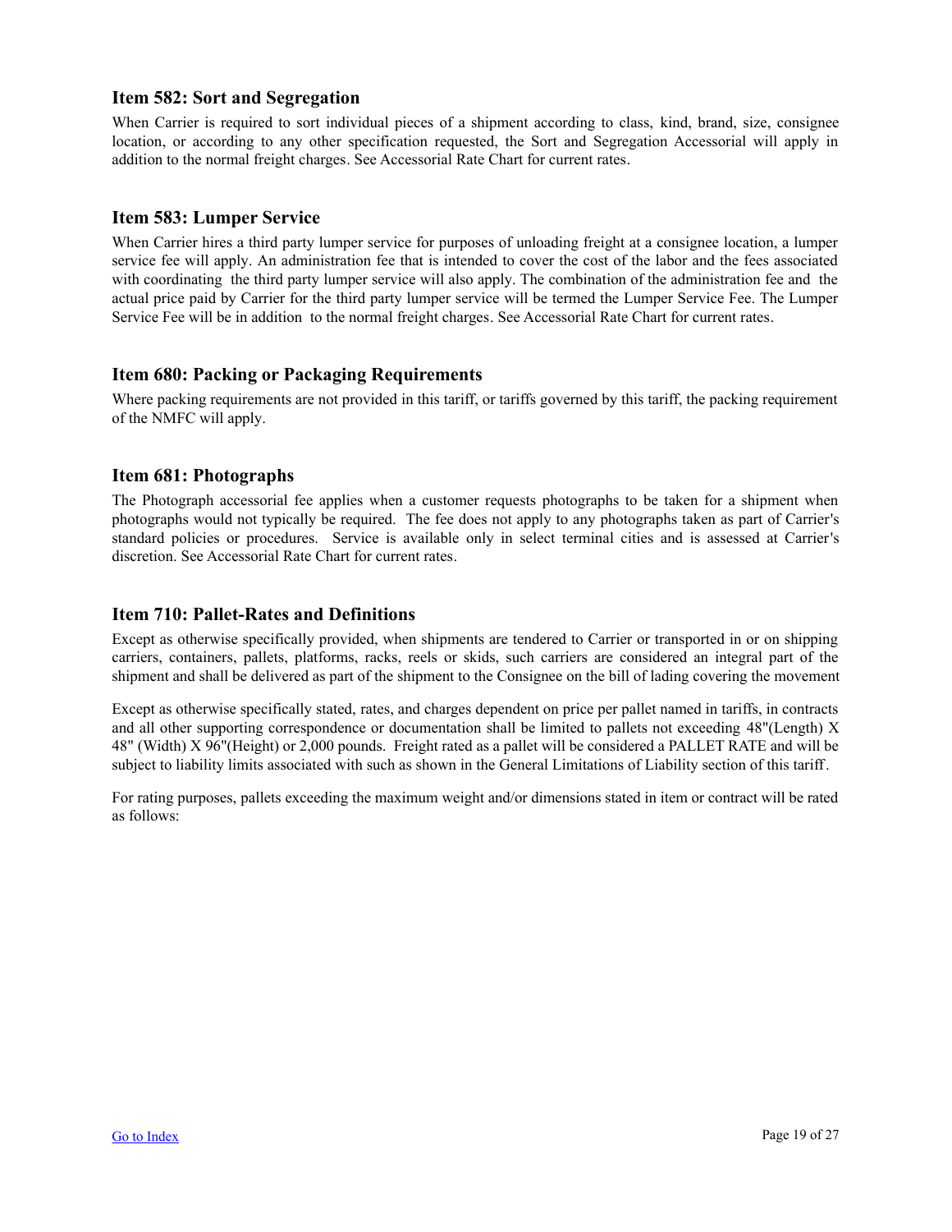## Item 582: Sort and Segregation

When Carrier is required to sort individual pieces of a shipment according to class, kind, brand, size, consignee location, or according to any other specification requested, the Sort and Segregation Accessorial will apply in addition to the normal freight charges. See Accessorial Rate Chart for current rates.

## Item 583: Lumper Service

When Carrier hires a third party lumper service for purposes of unloading freight at a consignee location, a lumper service fee will apply. An administration fee that is intended to cover the cost of the labor and the fees associated with coordinating the third party lumper service will also apply. The combination of the administration fee and the actual price paid by Carrier for the third party lumper service will be termed the Lumper Service Fee. The Lumper Service Fee will be in addition to the normal freight charges. See Accessorial Rate Chart for current rates.

## Item 680: Packing or Packaging Requirements

Where packing requirements are not provided in this tariff, or tariffs governed by this tariff, the packing requirement of the NMFC will apply.

## Item 681: Photographs

The Photograph accessorial fee applies when a customer requests photographs to be taken for a shipment when photographs would not typically be required. The fee does not apply to any photographs taken as part of Carrier's standard policies or procedures. Service is available only in select terminal cities and is assessed at Carrier's discretion. See Accessorial Rate Chart for current rates.

## Item 710: Pallet-Rates and Definitions

Except as otherwise specifically provided, when shipments are tendered to Carrier or transported in or on shipping carriers, containers, pallets, platforms, racks, reels or skids, such carriers are considered an integral part of the shipment and shall be delivered as part of the shipment to the Consignee on the bill of lading covering the movement

Except as otherwise specifically stated, rates, and charges dependent on price per pallet named in tariffs, in contracts and all other supporting correspondence or documentation shall be limited to pallets not exceeding 48"(Length) X 48" (Width) X 96"(Height) or 2,000 pounds. Freight rated as a pallet will be considered a PALLET RATE and will be subject to liability limits associated with such as shown in the General Limitations of Liability section of this tariff.

For rating purposes, pallets exceeding the maximum weight and/or dimensions stated in item or contract will be rated as follows: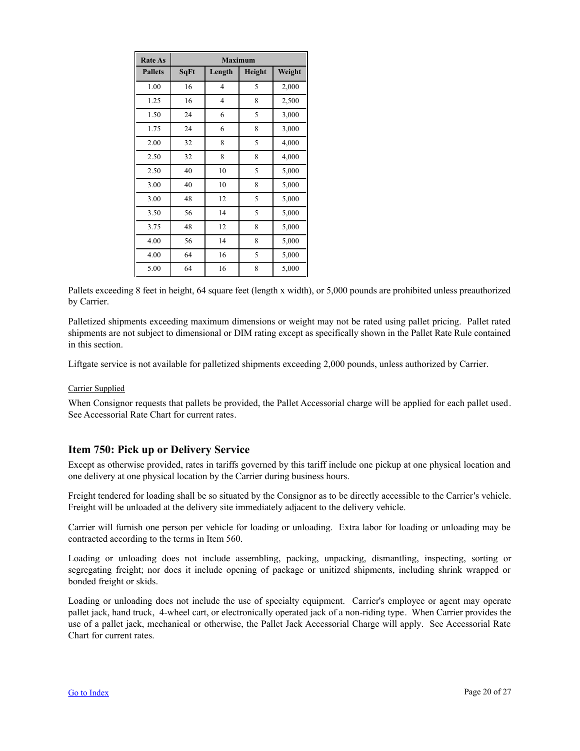| Rate As | Maximum | | | |
|---|---|---|---|---|
| Pallets | SqFt | Length | Height | Weight |
| 1.00 | 16 | 4 | 5 | 2,000 |
| 1.25 | 16 | 4 | 8 | 2,500 |
| 1.50 | 24 | 6 | 5 | 3,000 |
| 1.75 | 24 | 6 | 8 | 3,000 |
| 2.00 | 32 | 8 | 5 | 4,000 |
| 2.50 | 32 | 8 | 8 | 4,000 |
| 2.50 | 40 | 10 | 5 | 5,000 |
| 3.00 | 40 | 10 | 8 | 5,000 |
| 3.00 | 48 | 12 | 5 | 5,000 |
| 3.50 | 56 | 14 | 5 | 5,000 |
| 3.75 | 48 | 12 | 8 | 5,000 |
| 4.00 | 56 | 14 | 8 | 5,000 |
| 4.00 | 64 | 16 | 5 | 5,000 |
| 5.00 | 64 | 16 | 8 | 5,000 |

Pallets exceeding 8 feet in height, 64 square feet (length x width), or 5,000 pounds are prohibited unless preauthorized by Carrier.

Palletized shipments exceeding maximum dimensions or weight may not be rated using pallet pricing. Pallet rated shipments are not subject to dimensional or DIM rating except as specifically shown in the Pallet Rate Rule contained in this section.

Liftgate service is not available for palletized shipments exceeding 2,000 pounds, unless authorized by Carrier.

Carrier Supplied

When Consignor requests that pallets be provided, the Pallet Accessorial charge will be applied for each pallet used. See Accessorial Rate Chart for current rates.

## Item 750: Pick up or Delivery Service

Except as otherwise provided, rates in tariffs governed by this tariff include one pickup at one physical location and one delivery at one physical location by the Carrier during business hours.

Freight tendered for loading shall be so situated by the Consignor as to be directly accessible to the Carrier's vehicle. Freight will be unloaded at the delivery site immediately adjacent to the delivery vehicle.

Carrier will furnish one person per vehicle for loading or unloading. Extra labor for loading or unloading may be contracted according to the terms in Item 560.

Loading or unloading does not include assembling, packing, unpacking, dismantling, inspecting, sorting or segregating freight; nor does it include opening of package or unitized shipments, including shrink wrapped or bonded freight or skids.

Loading or unloading does not include the use of specialty equipment. Carrier's employee or agent may operate pallet jack, hand truck, 4-wheel cart, or electronically operated jack of a non-riding type. When Carrier provides the use of a pallet jack, mechanical or otherwise, the Pallet Jack Accessorial Charge will apply. See Accessorial Rate Chart for current rates.

Go to Index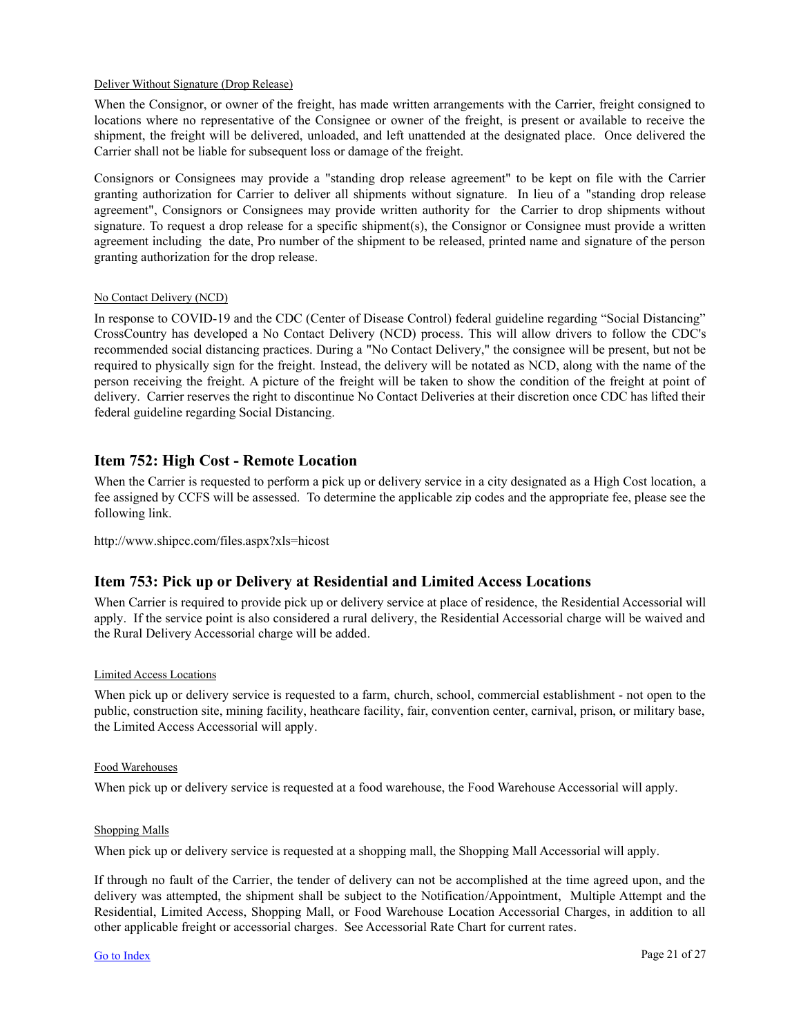Deliver Without Signature (Drop Release)

When the Consignor, or owner of the freight, has made written arrangements with the Carrier, freight consigned to locations where no representative of the Consignee or owner of the freight, is present or available to receive the shipment, the freight will be delivered, unloaded, and left unattended at the designated place. Once delivered the Carrier shall not be liable for subsequent loss or damage of the freight.

Consignors or Consignees may provide a "standing drop release agreement" to be kept on file with the Carrier granting authorization for Carrier to deliver all shipments without signature. In lieu of a "standing drop release agreement", Consignors or Consignees may provide written authority for the Carrier to drop shipments without signature. To request a drop release for a specific shipment(s), the Consignor or Consignee must provide a written agreement including the date, Pro number of the shipment to be released, printed name and signature of the person granting authorization for the drop release.

No Contact Delivery (NCD)

In response to COVID-19 and the CDC (Center of Disease Control) federal guideline regarding "Social Distancing" CrossCountry has developed a No Contact Delivery (NCD) process. This will allow drivers to follow the CDC's recommended social distancing practices. During a "No Contact Delivery," the consignee will be present, but not be required to physically sign for the freight. Instead, the delivery will be notated as NCD, along with the name of the person receiving the freight. A picture of the freight will be taken to show the condition of the freight at point of delivery. Carrier reserves the right to discontinue No Contact Deliveries at their discretion once CDC has lifted their federal guideline regarding Social Distancing.

## Item 752: High Cost - Remote Location

When the Carrier is requested to perform a pick up or delivery service in a city designated as a High Cost location, a fee assigned by CCFS will be assessed. To determine the applicable zip codes and the appropriate fee, please see the following link.

http://www.shipcc.com/files.aspx?xls=hicost

## Item 753: Pick up or Delivery at Residential and Limited Access Locations

When Carrier is required to provide pick up or delivery service at place of residence, the Residential Accessorial will apply. If the service point is also considered a rural delivery, the Residential Accessorial charge will be waived and the Rural Delivery Accessorial charge will be added.

Limited Access Locations

When pick up or delivery service is requested to a farm, church, school, commercial establishment - not open to the public, construction site, mining facility, heathcare facility, fair, convention center, carnival, prison, or military base, the Limited Access Accessorial will apply.

Food Warehouses

When pick up or delivery service is requested at a food warehouse, the Food Warehouse Accessorial will apply.

Shopping Malls

When pick up or delivery service is requested at a shopping mall, the Shopping Mall Accessorial will apply.

If through no fault of the Carrier, the tender of delivery can not be accomplished at the time agreed upon, and the delivery was attempted, the shipment shall be subject to the Notification/Appointment, Multiple Attempt and the Residential, Limited Access, Shopping Mall, or Food Warehouse Location Accessorial Charges, in addition to all other applicable freight or accessorial charges. See Accessorial Rate Chart for current rates.

Go to Index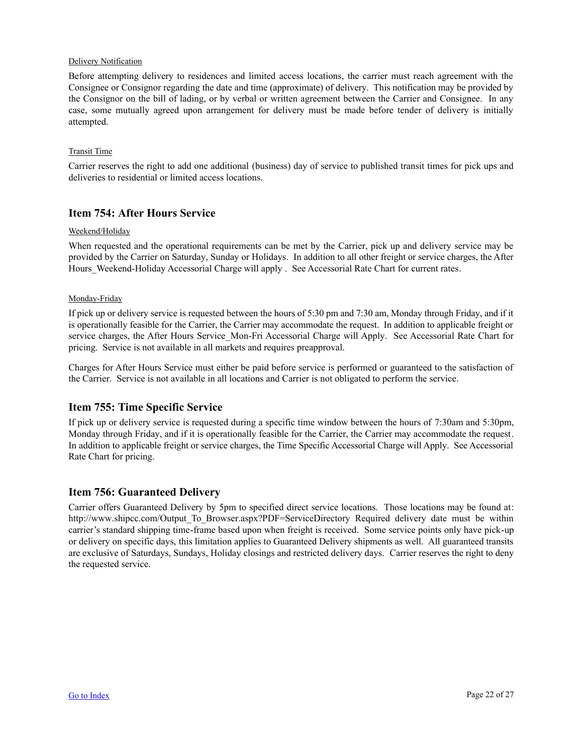Delivery Notification

Before attempting delivery to residences and limited access locations, the carrier must reach agreement with the Consignee or Consignor regarding the date and time (approximate) of delivery. This notification may be provided by the Consignor on the bill of lading, or by verbal or written agreement between the Carrier and Consignee. In any case, some mutually agreed upon arrangement for delivery must be made before tender of delivery is initially attempted.

Transit Time

Carrier reserves the right to add one additional (business) day of service to published transit times for pick ups and deliveries to residential or limited access locations.

## Item 754: After Hours Service

Weekend/Holiday

When requested and the operational requirements can be met by the Carrier, pick up and delivery service may be provided by the Carrier on Saturday, Sunday or Holidays. In addition to all other freight or service charges, the After Hours_Weekend-Holiday Accessorial Charge will apply . See Accessorial Rate Chart for current rates.

Monday-Friday

If pick up or delivery service is requested between the hours of 5:30 pm and 7:30 am, Monday through Friday, and if it is operationally feasible for the Carrier, the Carrier may accommodate the request. In addition to applicable freight or service charges, the After Hours Service_Mon-Fri Accessorial Charge will Apply. See Accessorial Rate Chart for pricing. Service is not available in all markets and requires preapproval.

Charges for After Hours Service must either be paid before service is performed or guaranteed to the satisfaction of the Carrier. Service is not available in all locations and Carrier is not obligated to perform the service.

## Item 755: Time Specific Service

If pick up or delivery service is requested during a specific time window between the hours of 7:30am and 5:30pm, Monday through Friday, and if it is operationally feasible for the Carrier, the Carrier may accommodate the request. In addition to applicable freight or service charges, the Time Specific Accessorial Charge will Apply. See Accessorial Rate Chart for pricing.

## Item 756: Guaranteed Delivery

Carrier offers Guaranteed Delivery by 5pm to specified direct service locations. Those locations may be found at: http://www.shipcc.com/Output_To_Browser.aspx?PDF=ServiceDirectory Required delivery date must be within carrier's standard shipping time-frame based upon when freight is received. Some service points only have pick-up or delivery on specific days, this limitation applies to Guaranteed Delivery shipments as well. All guaranteed transits are exclusive of Saturdays, Sundays, Holiday closings and restricted delivery days. Carrier reserves the right to deny the requested service.

Go to Index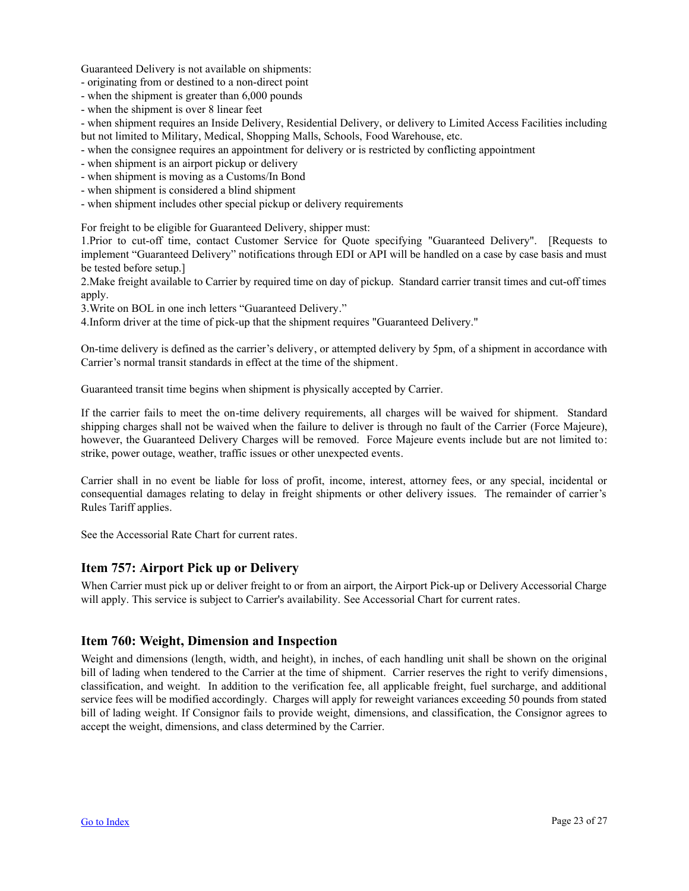Guaranteed Delivery is not available on shipments:

- originating from or destined to a non-direct point
- when the shipment is greater than 6,000 pounds
- when the shipment is over 8 linear feet
- when shipment requires an Inside Delivery, Residential Delivery, or delivery to Limited Access Facilities including but not limited to Military, Medical, Shopping Malls, Schools, Food Warehouse, etc.
- when the consignee requires an appointment for delivery or is restricted by conflicting appointment
- when shipment is an airport pickup or delivery
- when shipment is moving as a Customs/In Bond
- when shipment is considered a blind shipment
- when shipment includes other special pickup or delivery requirements

For freight to be eligible for Guaranteed Delivery, shipper must:

1. Prior to cut-off time, contact Customer Service for Quote specifying "Guaranteed Delivery". [Requests to implement "Guaranteed Delivery" notifications through EDI or API will be handled on a case by case basis and must be tested before setup.]
2. Make freight available to Carrier by required time on day of pickup. Standard carrier transit times and cut-off times apply.
3. Write on BOL in one inch letters "Guaranteed Delivery."
4. Inform driver at the time of pick-up that the shipment requires "Guaranteed Delivery."

On-time delivery is defined as the carrier's delivery, or attempted delivery by 5pm, of a shipment in accordance with Carrier's normal transit standards in effect at the time of the shipment.

Guaranteed transit time begins when shipment is physically accepted by Carrier.

If the carrier fails to meet the on-time delivery requirements, all charges will be waived for shipment. Standard shipping charges shall not be waived when the failure to deliver is through no fault of the Carrier (Force Majeure), however, the Guaranteed Delivery Charges will be removed. Force Majeure events include but are not limited to: strike, power outage, weather, traffic issues or other unexpected events.

Carrier shall in no event be liable for loss of profit, income, interest, attorney fees, or any special, incidental or consequential damages relating to delay in freight shipments or other delivery issues. The remainder of carrier's Rules Tariff applies.

See the Accessorial Rate Chart for current rates.

## Item 757: Airport Pick up or Delivery

When Carrier must pick up or deliver freight to or from an airport, the Airport Pick-up or Delivery Accessorial Charge will apply. This service is subject to Carrier's availability. See Accessorial Chart for current rates.

## Item 760: Weight, Dimension and Inspection

Weight and dimensions (length, width, and height), in inches, of each handling unit shall be shown on the original bill of lading when tendered to the Carrier at the time of shipment. Carrier reserves the right to verify dimensions, classification, and weight. In addition to the verification fee, all applicable freight, fuel surcharge, and additional service fees will be modified accordingly. Charges will apply for reweight variances exceeding 50 pounds from stated bill of lading weight. If Consignor fails to provide weight, dimensions, and classification, the Consignor agrees to accept the weight, dimensions, and class determined by the Carrier.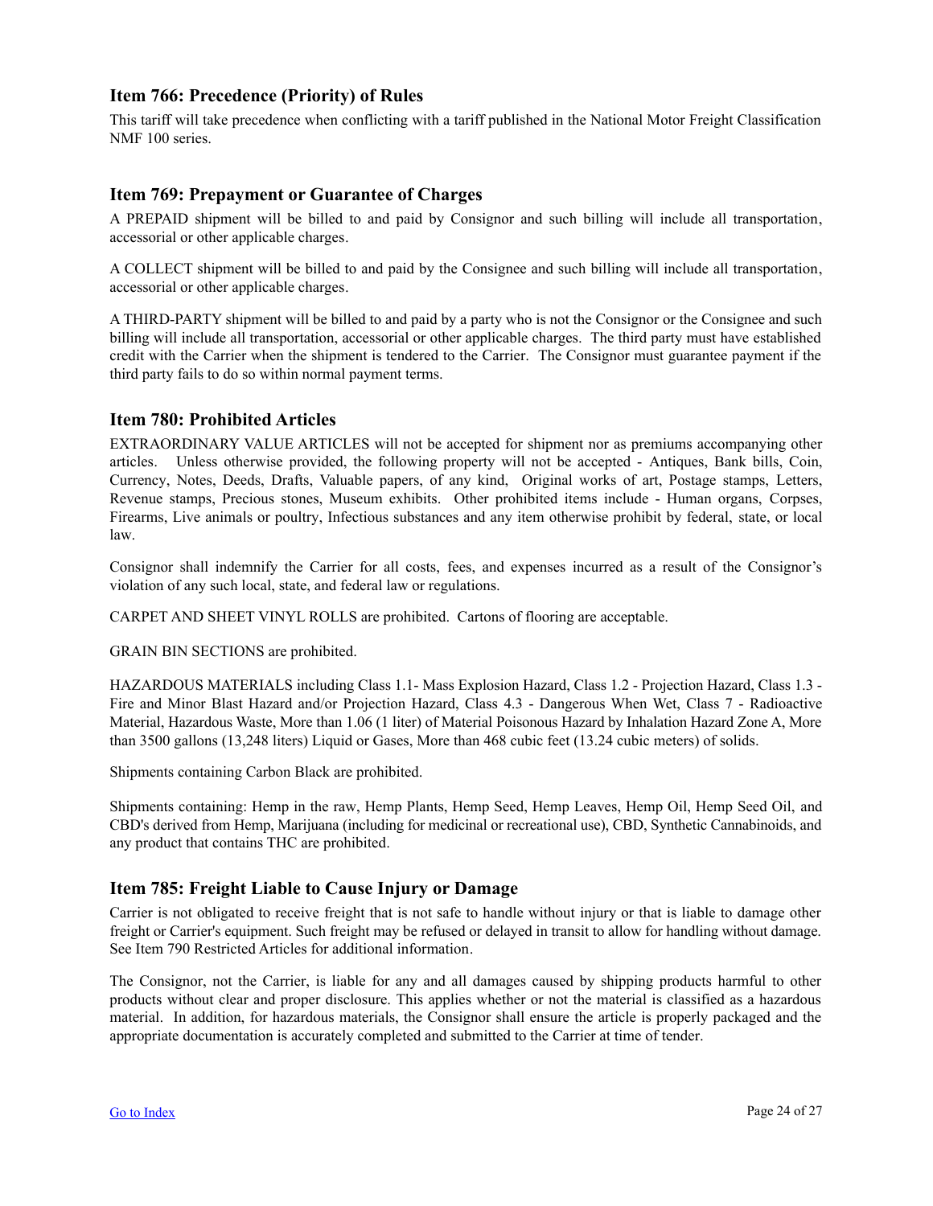## Item 766: Precedence (Priority) of Rules

This tariff will take precedence when conflicting with a tariff published in the National Motor Freight Classification NMF 100 series.

## Item 769: Prepayment or Guarantee of Charges

A PREPAID shipment will be billed to and paid by Consignor and such billing will include all transportation, accessorial or other applicable charges.

A COLLECT shipment will be billed to and paid by the Consignee and such billing will include all transportation, accessorial or other applicable charges.

A THIRD-PARTY shipment will be billed to and paid by a party who is not the Consignor or the Consignee and such billing will include all transportation, accessorial or other applicable charges. The third party must have established credit with the Carrier when the shipment is tendered to the Carrier. The Consignor must guarantee payment if the third party fails to do so within normal payment terms.

## Item 780: Prohibited Articles

EXTRAORDINARY VALUE ARTICLES will not be accepted for shipment nor as premiums accompanying other articles. Unless otherwise provided, the following property will not be accepted - Antiques, Bank bills, Coin, Currency, Notes, Deeds, Drafts, Valuable papers, of any kind, Original works of art, Postage stamps, Letters, Revenue stamps, Precious stones, Museum exhibits. Other prohibited items include - Human organs, Corpses, Firearms, Live animals or poultry, Infectious substances and any item otherwise prohibit by federal, state, or local law.

Consignor shall indemnify the Carrier for all costs, fees, and expenses incurred as a result of the Consignor's violation of any such local, state, and federal law or regulations.

CARPET AND SHEET VINYL ROLLS are prohibited. Cartons of flooring are acceptable.

GRAIN BIN SECTIONS are prohibited.

HAZARDOUS MATERIALS including Class 1.1- Mass Explosion Hazard, Class 1.2 - Projection Hazard, Class 1.3 - Fire and Minor Blast Hazard and/or Projection Hazard, Class 4.3 - Dangerous When Wet, Class 7 - Radioactive Material, Hazardous Waste, More than 1.06 (1 liter) of Material Poisonous Hazard by Inhalation Hazard Zone A, More than 3500 gallons (13,248 liters) Liquid or Gases, More than 468 cubic feet (13.24 cubic meters) of solids.

Shipments containing Carbon Black are prohibited.

Shipments containing: Hemp in the raw, Hemp Plants, Hemp Seed, Hemp Leaves, Hemp Oil, Hemp Seed Oil, and CBD's derived from Hemp, Marijuana (including for medicinal or recreational use), CBD, Synthetic Cannabinoids, and any product that contains THC are prohibited.

## Item 785: Freight Liable to Cause Injury or Damage

Carrier is not obligated to receive freight that is not safe to handle without injury or that is liable to damage other freight or Carrier's equipment. Such freight may be refused or delayed in transit to allow for handling without damage. See Item 790 Restricted Articles for additional information.

The Consignor, not the Carrier, is liable for any and all damages caused by shipping products harmful to other products without clear and proper disclosure. This applies whether or not the material is classified as a hazardous material. In addition, for hazardous materials, the Consignor shall ensure the article is properly packaged and the appropriate documentation is accurately completed and submitted to the Carrier at time of tender.

[Go to Index]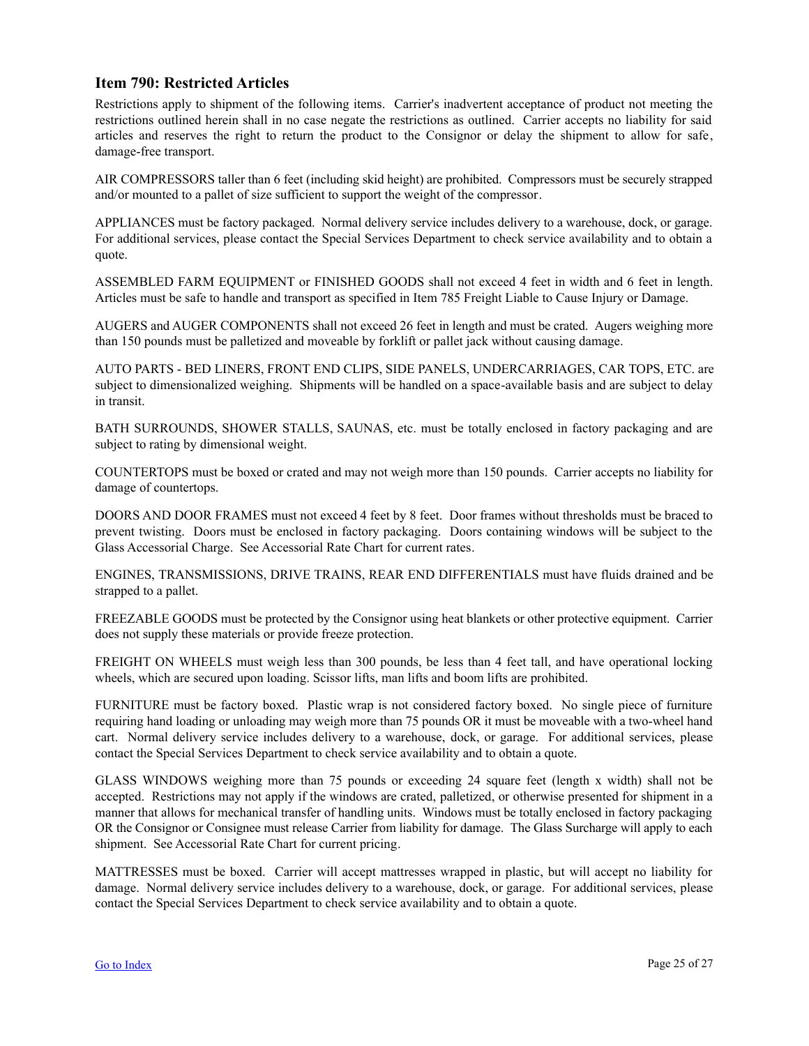## Item 790: Restricted Articles

Restrictions apply to shipment of the following items. Carrier's inadvertent acceptance of product not meeting the restrictions outlined herein shall in no case negate the restrictions as outlined. Carrier accepts no liability for said articles and reserves the right to return the product to the Consignor or delay the shipment to allow for safe, damage-free transport.

AIR COMPRESSORS taller than 6 feet (including skid height) are prohibited. Compressors must be securely strapped and/or mounted to a pallet of size sufficient to support the weight of the compressor.

APPLIANCES must be factory packaged. Normal delivery service includes delivery to a warehouse, dock, or garage. For additional services, please contact the Special Services Department to check service availability and to obtain a quote.

ASSEMBLED FARM EQUIPMENT or FINISHED GOODS shall not exceed 4 feet in width and 6 feet in length. Articles must be safe to handle and transport as specified in Item 785 Freight Liable to Cause Injury or Damage.

AUGERS and AUGER COMPONENTS shall not exceed 26 feet in length and must be crated. Augers weighing more than 150 pounds must be palletized and moveable by forklift or pallet jack without causing damage.

AUTO PARTS - BED LINERS, FRONT END CLIPS, SIDE PANELS, UNDERCARRIAGES, CAR TOPS, ETC. are subject to dimensionalized weighing. Shipments will be handled on a space-available basis and are subject to delay in transit.

BATH SURROUNDS, SHOWER STALLS, SAUNAS, etc. must be totally enclosed in factory packaging and are subject to rating by dimensional weight.

COUNTERTOPS must be boxed or crated and may not weigh more than 150 pounds. Carrier accepts no liability for damage of countertops.

DOORS AND DOOR FRAMES must not exceed 4 feet by 8 feet. Door frames without thresholds must be braced to prevent twisting. Doors must be enclosed in factory packaging. Doors containing windows will be subject to the Glass Accessorial Charge. See Accessorial Rate Chart for current rates.

ENGINES, TRANSMISSIONS, DRIVE TRAINS, REAR END DIFFERENTIALS must have fluids drained and be strapped to a pallet.

FREEZABLE GOODS must be protected by the Consignor using heat blankets or other protective equipment. Carrier does not supply these materials or provide freeze protection.

FREIGHT ON WHEELS must weigh less than 300 pounds, be less than 4 feet tall, and have operational locking wheels, which are secured upon loading. Scissor lifts, man lifts and boom lifts are prohibited.

FURNITURE must be factory boxed. Plastic wrap is not considered factory boxed. No single piece of furniture requiring hand loading or unloading may weigh more than 75 pounds OR it must be moveable with a two-wheel hand cart. Normal delivery service includes delivery to a warehouse, dock, or garage. For additional services, please contact the Special Services Department to check service availability and to obtain a quote.

GLASS WINDOWS weighing more than 75 pounds or exceeding 24 square feet (length x width) shall not be accepted. Restrictions may not apply if the windows are crated, palletized, or otherwise presented for shipment in a manner that allows for mechanical transfer of handling units. Windows must be totally enclosed in factory packaging OR the Consignor or Consignee must release Carrier from liability for damage. The Glass Surcharge will apply to each shipment. See Accessorial Rate Chart for current pricing.

MATTRESSES must be boxed. Carrier will accept mattresses wrapped in plastic, but will accept no liability for damage. Normal delivery service includes delivery to a warehouse, dock, or garage. For additional services, please contact the Special Services Department to check service availability and to obtain a quote.

Go to Index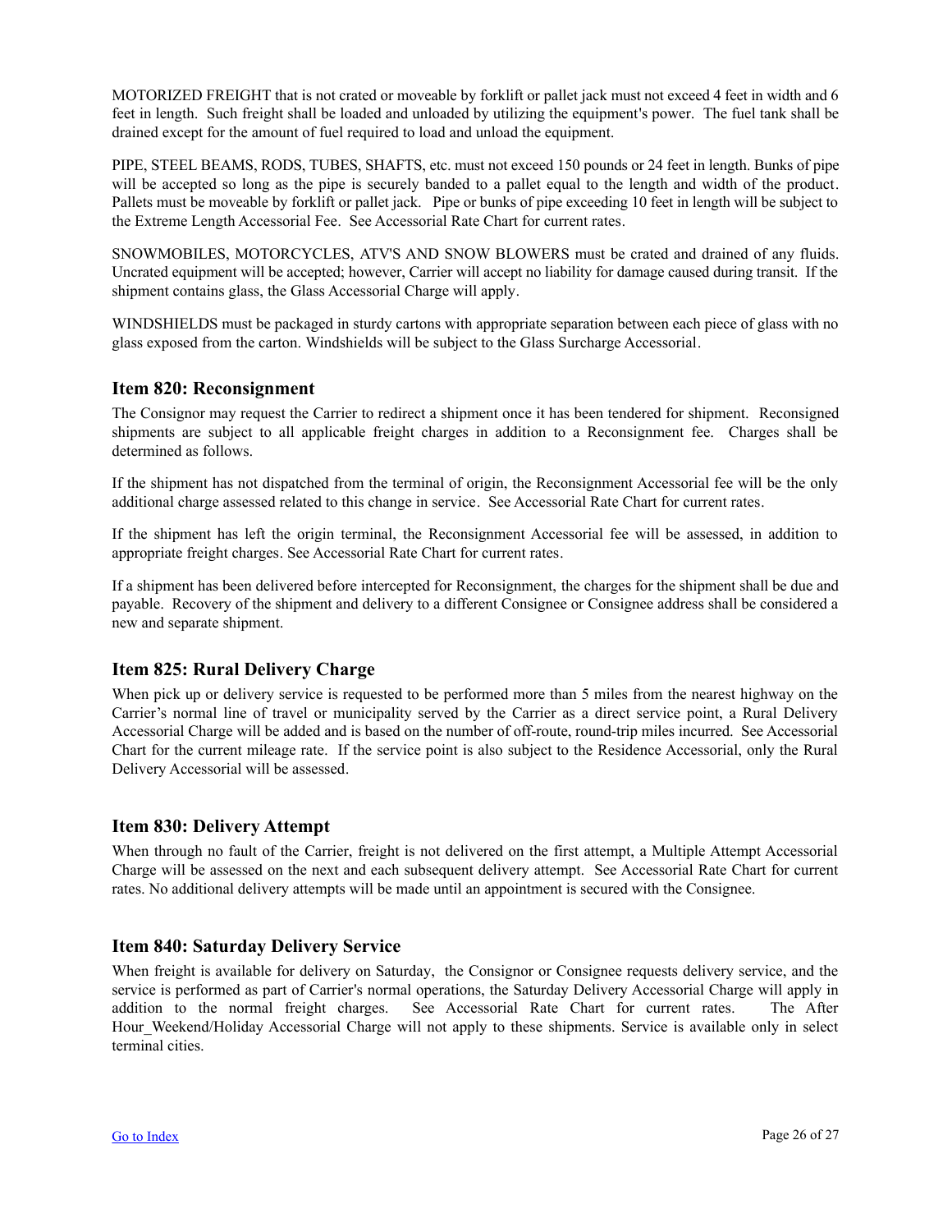MOTORIZED FREIGHT that is not crated or moveable by forklift or pallet jack must not exceed 4 feet in width and 6 feet in length. Such freight shall be loaded and unloaded by utilizing the equipment's power. The fuel tank shall be drained except for the amount of fuel required to load and unload the equipment.

PIPE, STEEL BEAMS, RODS, TUBES, SHAFTS, etc. must not exceed 150 pounds or 24 feet in length. Bunks of pipe will be accepted so long as the pipe is securely banded to a pallet equal to the length and width of the product. Pallets must be moveable by forklift or pallet jack. Pipe or bunks of pipe exceeding 10 feet in length will be subject to the Extreme Length Accessorial Fee. See Accessorial Rate Chart for current rates.

SNOWMOBILES, MOTORCYCLES, ATV'S AND SNOW BLOWERS must be crated and drained of any fluids. Uncrated equipment will be accepted; however, Carrier will accept no liability for damage caused during transit. If the shipment contains glass, the Glass Accessorial Charge will apply.

WINDSHIELDS must be packaged in sturdy cartons with appropriate separation between each piece of glass with no glass exposed from the carton. Windshields will be subject to the Glass Surcharge Accessorial.

## Item 820: Reconsignment

The Consignor may request the Carrier to redirect a shipment once it has been tendered for shipment. Reconsigned shipments are subject to all applicable freight charges in addition to a Reconsignment fee. Charges shall be determined as follows.

If the shipment has not dispatched from the terminal of origin, the Reconsignment Accessorial fee will be the only additional charge assessed related to this change in service. See Accessorial Rate Chart for current rates.

If the shipment has left the origin terminal, the Reconsignment Accessorial fee will be assessed, in addition to appropriate freight charges. See Accessorial Rate Chart for current rates.

If a shipment has been delivered before intercepted for Reconsignment, the charges for the shipment shall be due and payable. Recovery of the shipment and delivery to a different Consignee or Consignee address shall be considered a new and separate shipment.

## Item 825: Rural Delivery Charge

When pick up or delivery service is requested to be performed more than 5 miles from the nearest highway on the Carrier's normal line of travel or municipality served by the Carrier as a direct service point, a Rural Delivery Accessorial Charge will be added and is based on the number of off-route, round-trip miles incurred. See Accessorial Chart for the current mileage rate. If the service point is also subject to the Residence Accessorial, only the Rural Delivery Accessorial will be assessed.

## Item 830: Delivery Attempt

When through no fault of the Carrier, freight is not delivered on the first attempt, a Multiple Attempt Accessorial Charge will be assessed on the next and each subsequent delivery attempt. See Accessorial Rate Chart for current rates. No additional delivery attempts will be made until an appointment is secured with the Consignee.

## Item 840: Saturday Delivery Service

When freight is available for delivery on Saturday, the Consignor or Consignee requests delivery service, and the service is performed as part of Carrier's normal operations, the Saturday Delivery Accessorial Charge will apply in addition to the normal freight charges. See Accessorial Rate Chart for current rates. The After Hour_Weekend/Holiday Accessorial Charge will not apply to these shipments. Service is available only in select terminal cities.

[Go to Index]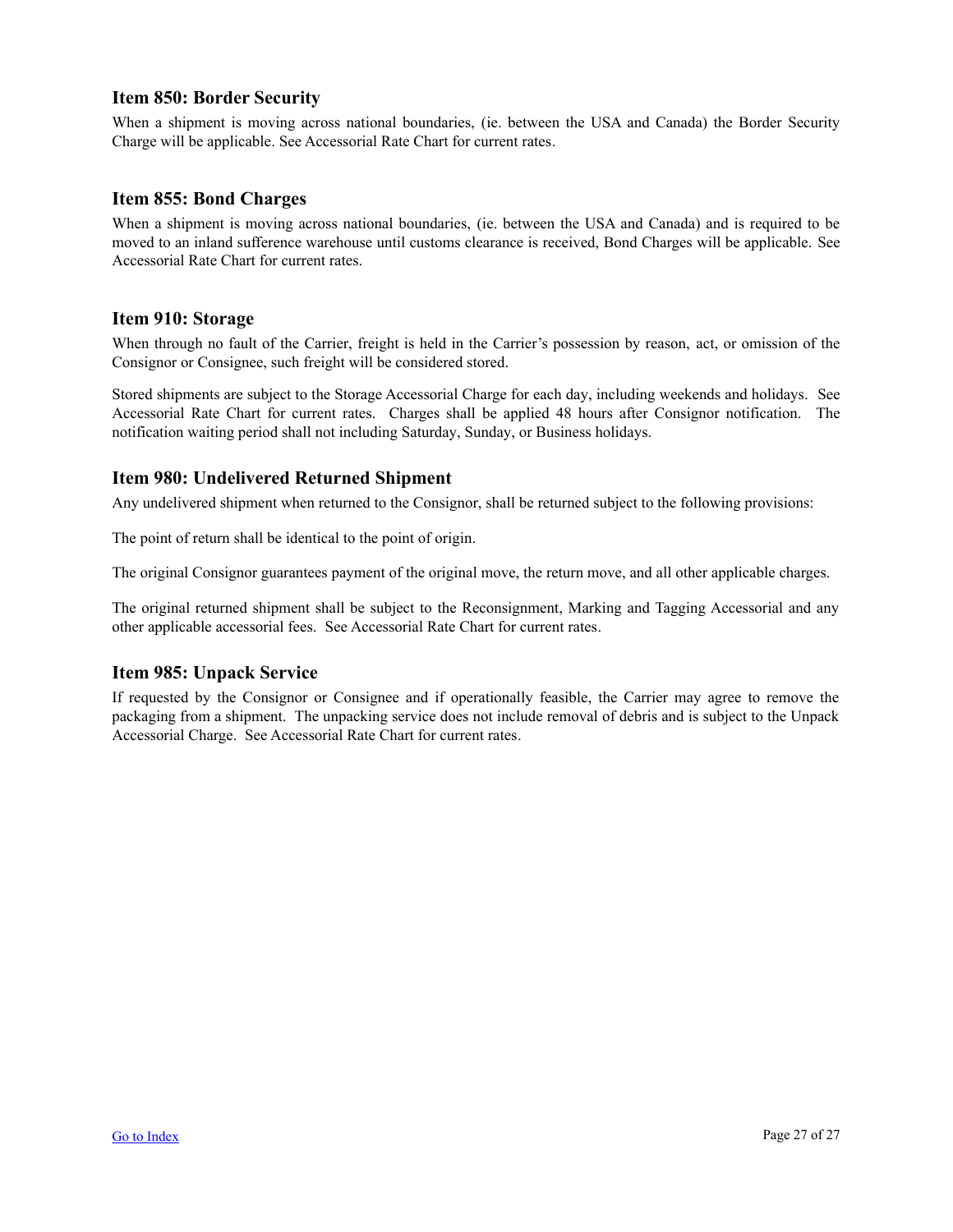### Item 850: Border Security

When a shipment is moving across national boundaries, (ie. between the USA and Canada) the Border Security Charge will be applicable. See Accessorial Rate Chart for current rates.

### Item 855: Bond Charges

When a shipment is moving across national boundaries, (ie. between the USA and Canada) and is required to be moved to an inland sufference warehouse until customs clearance is received, Bond Charges will be applicable. See Accessorial Rate Chart for current rates.

### Item 910: Storage

When through no fault of the Carrier, freight is held in the Carrier's possession by reason, act, or omission of the Consignor or Consignee, such freight will be considered stored.

Stored shipments are subject to the Storage Accessorial Charge for each day, including weekends and holidays. See Accessorial Rate Chart for current rates. Charges shall be applied 48 hours after Consignor notification. The notification waiting period shall not including Saturday, Sunday, or Business holidays.

### Item 980: Undelivered Returned Shipment

Any undelivered shipment when returned to the Consignor, shall be returned subject to the following provisions:

The point of return shall be identical to the point of origin.

The original Consignor guarantees payment of the original move, the return move, and all other applicable charges.

The original returned shipment shall be subject to the Reconsignment, Marking and Tagging Accessorial and any other applicable accessorial fees. See Accessorial Rate Chart for current rates.

### Item 985: Unpack Service

If requested by the Consignor or Consignee and if operationally feasible, the Carrier may agree to remove the packaging from a shipment. The unpacking service does not include removal of debris and is subject to the Unpack Accessorial Charge. See Accessorial Rate Chart for current rates.

Go to Index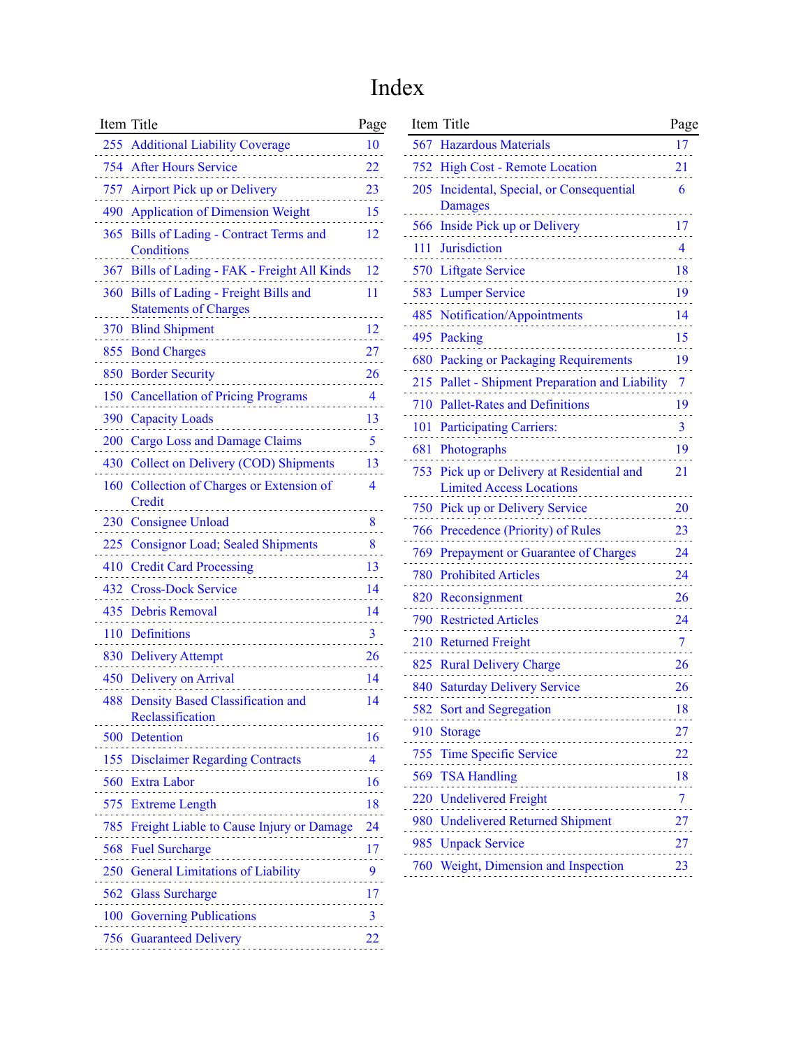# Index

| Item | Title | Page |
|---|---|---|
| 255 | Additional Liability Coverage | 10 |
| 754 | After Hours Service | 22 |
| 757 | Airport Pick up or Delivery | 23 |
| 490 | Application of Dimension Weight | 15 |
| 365 | Bills of Lading - Contract Terms and Conditions | 12 |
| 367 | Bills of Lading - FAK - Freight All Kinds | 12 |
| 360 | Bills of Lading - Freight Bills and Statements of Charges | 11 |
| 370 | Blind Shipment | 12 |
| 855 | Bond Charges | 27 |
| 850 | Border Security | 26 |
| 150 | Cancellation of Pricing Programs | 4 |
| 390 | Capacity Loads | 13 |
| 200 | Cargo Loss and Damage Claims | 5 |
| 430 | Collect on Delivery (COD) Shipments | 13 |
| 160 | Collection of Charges or Extension of Credit | 4 |
| 230 | Consignee Unload | 8 |
| 225 | Consignor Load; Sealed Shipments | 8 |
| 410 | Credit Card Processing | 13 |
| 432 | Cross-Dock Service | 14 |
| 435 | Debris Removal | 14 |
| 110 | Definitions | 3 |
| 830 | Delivery Attempt | 26 |
| 450 | Delivery on Arrival | 14 |
| 488 | Density Based Classification and Reclassification | 14 |
| 500 | Detention | 16 |
| 155 | Disclaimer Regarding Contracts | 4 |
| 560 | Extra Labor | 16 |
| 575 | Extreme Length | 18 |
| 785 | Freight Liable to Cause Injury or Damage | 24 |
| 568 | Fuel Surcharge | 17 |
| 250 | General Limitations of Liability | 9 |
| 562 | Glass Surcharge | 17 |
| 100 | Governing Publications | 3 |
| 756 | Guaranteed Delivery | 22 |
| 567 | Hazardous Materials | 17 |
| 752 | High Cost - Remote Location | 21 |
| 205 | Incidental, Special, or Consequential Damages | 6 |
| 566 | Inside Pick up or Delivery | 17 |
| 111 | Jurisdiction | 4 |
| 570 | Liftgate Service | 18 |
| 583 | Lumper Service | 19 |
| 485 | Notification/Appointments | 14 |
| 495 | Packing | 15 |
| 680 | Packing or Packaging Requirements | 19 |
| 215 | Pallet - Shipment Preparation and Liability | 7 |
| 710 | Pallet-Rates and Definitions | 19 |
| 101 | Participating Carriers: | 3 |
| 681 | Photographs | 19 |
| 753 | Pick up or Delivery at Residential and Limited Access Locations | 21 |
| 750 | Pick up or Delivery Service | 20 |
| 766 | Precedence (Priority) of Rules | 23 |
| 769 | Prepayment or Guarantee of Charges | 24 |
| 780 | Prohibited Articles | 24 |
| 820 | Reconsignment | 26 |
| 790 | Restricted Articles | 24 |
| 210 | Returned Freight | 7 |
| 825 | Rural Delivery Charge | 26 |
| 840 | Saturday Delivery Service | 26 |
| 582 | Sort and Segregation | 18 |
| 910 | Storage | 27 |
| 755 | Time Specific Service | 22 |
| 569 | TSA Handling | 18 |
| 220 | Undelivered Freight | 7 |
| 980 | Undelivered Returned Shipment | 27 |
| 985 | Unpack Service | 27 |
| 760 | Weight, Dimension and Inspection | 23 |